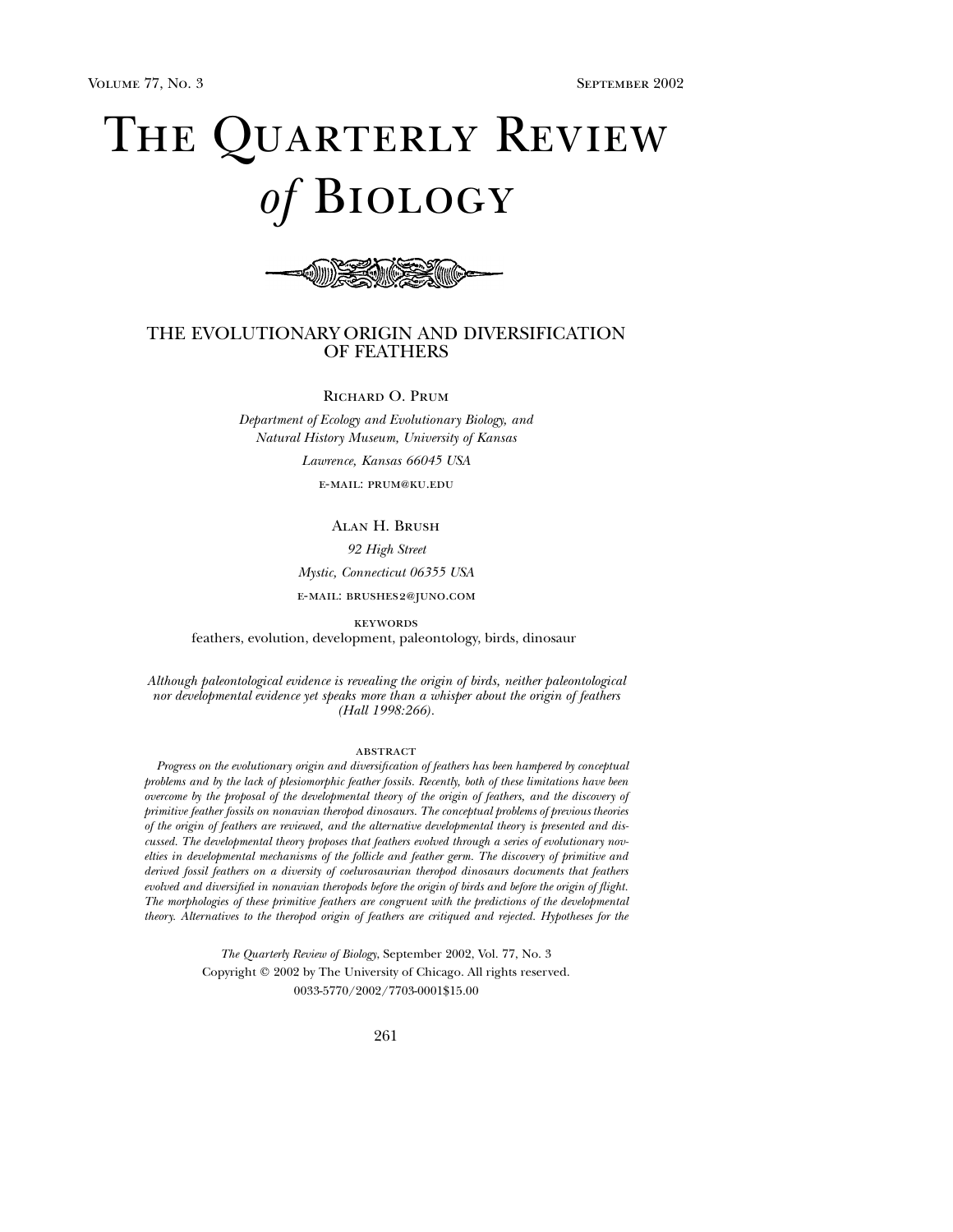# The Quarterly Review of Biology

## THE EVOLUTIONARY ORIGIN AND DIVERSIFICATION OF FEATHERS

Richard O. Prum

*Department of Ecology and Evolutionary Biology, and Natural History Museum, University of Kansas*

*Lawrence, Kansas 66045 USA*

e-mail: prum@ku.edu

Alan H. Brush

*92 High Street*

*Mystic, Connecticut 06355 USA*

e-mail: brushes2@juno.com

keywords

feathers, evolution, development, paleontology, birds, dinosaur

*Although paleontological evidence is revealing the origin of birds, neither paleontological nor developmental evidence yet speaks more than a whisper about the origin of feathers (Hall 1998:266).*

abstract

*Progress on the evolutionary origin and diversification of feathers has been hampered by conceptual problems and by the lack of plesiomorphic feather fossils. Recently, both of these limitations have been overcome by the proposal of the developmental theory of the origin of feathers, and the discovery of primitive feather fossils on nonavian theropod dinosaurs. The conceptual problems of previous theories of the origin of feathers are reviewed, and the alternative developmental theory is presented and discussed. The developmental theory proposes that feathers evolved through a series of evolutionary novelties in developmental mechanisms of the follicle and feather germ. The discovery of primitive and derived fossil feathers on a diversity of coelurosaurian theropod dinosaurs documents that feathers evolved and diversified in nonavian theropods before the origin of birds and before the origin of flight. The morphologies of these primitive feathers are congruent with the predictions of the developmental theory. Alternatives to the theropod origin of feathers are critiqued and rejected. Hypotheses for the*

*The Quarterly Review of Biology*, September 2002, Vol. 77, No. 3
Copyright © 2002 by The University of Chicago. All rights reserved.
0033-5770/2002/7703-0001$15.00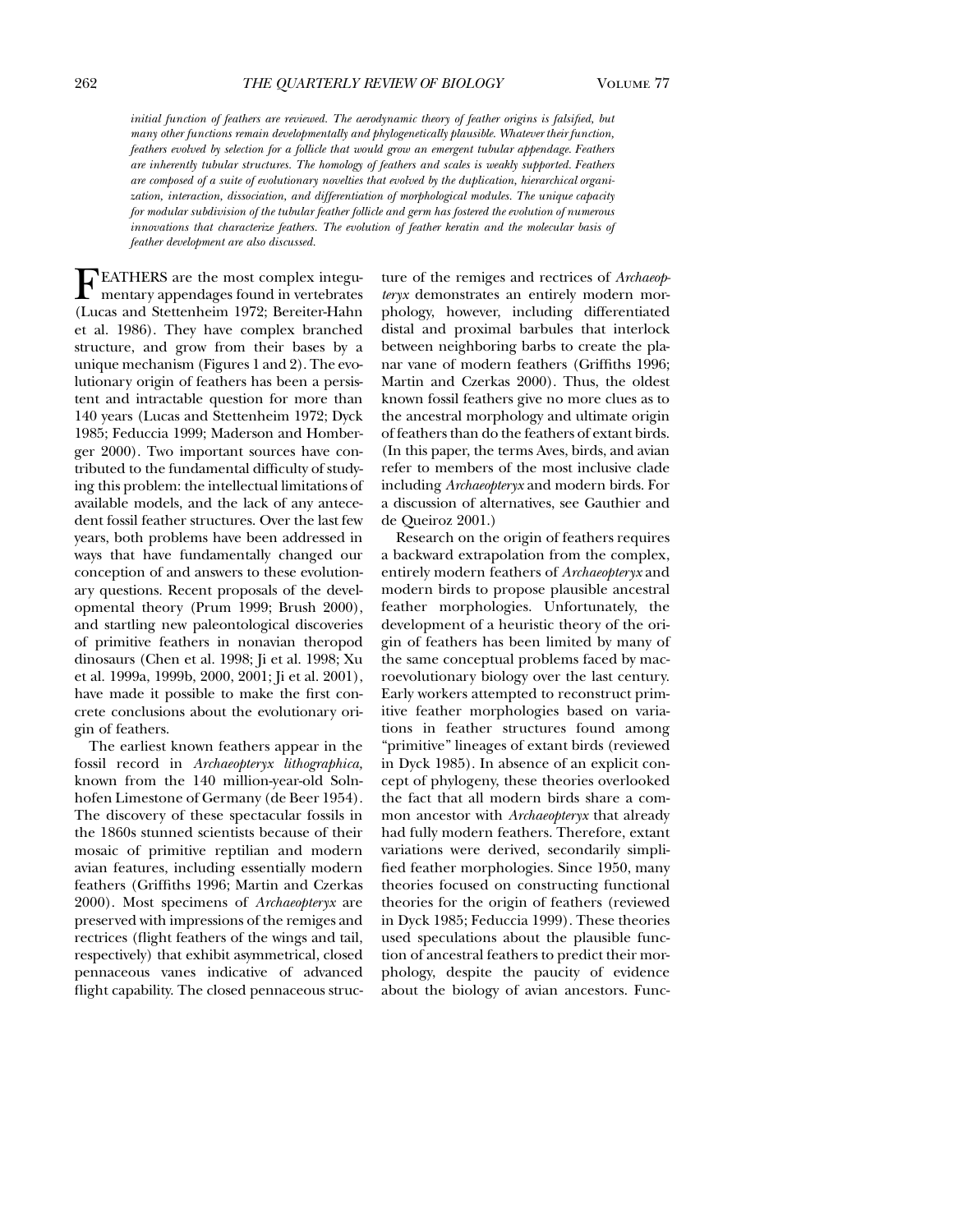*initial function of feathers are reviewed. The aerodynamic theory of feather origins is falsified, but many other functions remain developmentally and phylogenetically plausible. Whatever their function, feathers evolved by selection for a follicle that would grow an emergent tubular appendage. Feathers are inherently tubular structures. The homology of feathers and scales is weakly supported. Feathers are composed of a suite of evolutionary novelties that evolved by the duplication, hierarchical organization, interaction, dissociation, and differentiation of morphological modules. The unique capacity for modular subdivision of the tubular feather follicle and germ has fostered the evolution of numerous innovations that characterize feathers. The evolution of feather keratin and the molecular basis of feather development are also discussed.*

FEATHERS are the most complex integumentary appendages found in vertebrates (Lucas and Stettenheim 1972; Bereiter-Hahn et al. 1986). They have complex branched structure, and grow from their bases by a unique mechanism (Figures 1 and 2). The evolutionary origin of feathers has been a persistent and intractable question for more than 140 years (Lucas and Stettenheim 1972; Dyck 1985; Feduccia 1999; Maderson and Homberger 2000). Two important sources have contributed to the fundamental difficulty of studying this problem: the intellectual limitations of available models, and the lack of any antecedent fossil feather structures. Over the last few years, both problems have been addressed in ways that have fundamentally changed our conception of and answers to these evolutionary questions. Recent proposals of the developmental theory (Prum 1999; Brush 2000), and startling new paleontological discoveries of primitive feathers in nonavian theropod dinosaurs (Chen et al. 1998; Ji et al. 1998; Xu et al. 1999a, 1999b, 2000, 2001; Ji et al. 2001), have made it possible to make the first concrete conclusions about the evolutionary origin of feathers.

The earliest known feathers appear in the fossil record in *Archaeopteryx lithographica,* known from the 140 million-year-old Solnhofen Limestone of Germany (de Beer 1954). The discovery of these spectacular fossils in the 1860s stunned scientists because of their mosaic of primitive reptilian and modern avian features, including essentially modern feathers (Griffiths 1996; Martin and Czerkas 2000). Most specimens of *Archaeopteryx* are preserved with impressions of the remiges and rectrices (flight feathers of the wings and tail, respectively) that exhibit asymmetrical, closed pennaceous vanes indicative of advanced flight capability. The closed pennaceous structure of the remiges and rectrices of *Archaeopteryx* demonstrates an entirely modern morphology, however, including differentiated distal and proximal barbules that interlock between neighboring barbs to create the planar vane of modern feathers (Griffiths 1996; Martin and Czerkas 2000). Thus, the oldest known fossil feathers give no more clues as to the ancestral morphology and ultimate origin of feathers than do the feathers of extant birds. (In this paper, the terms Aves, birds, and avian refer to members of the most inclusive clade including *Archaeopteryx* and modern birds. For a discussion of alternatives, see Gauthier and de Queiroz 2001.)

Research on the origin of feathers requires a backward extrapolation from the complex, entirely modern feathers of *Archaeopteryx* and modern birds to propose plausible ancestral feather morphologies. Unfortunately, the development of a heuristic theory of the origin of feathers has been limited by many of the same conceptual problems faced by macroevolutionary biology over the last century. Early workers attempted to reconstruct primitive feather morphologies based on variations in feather structures found among "primitive" lineages of extant birds (reviewed in Dyck 1985). In absence of an explicit concept of phylogeny, these theories overlooked the fact that all modern birds share a common ancestor with *Archaeopteryx* that already had fully modern feathers. Therefore, extant variations were derived, secondarily simplified feather morphologies. Since 1950, many theories focused on constructing functional theories for the origin of feathers (reviewed in Dyck 1985; Feduccia 1999). These theories used speculations about the plausible function of ancestral feathers to predict their morphology, despite the paucity of evidence about the biology of avian ancestors. Func-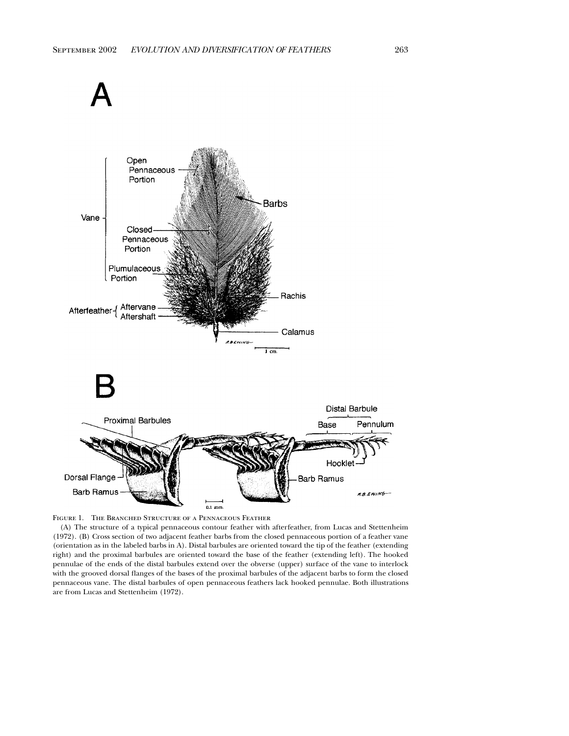Figure 1. The Branched Structure of a Pennaceous Feather

(A) The structure of a typical pennaceous contour feather with afterfeather, from Lucas and Stettenheim (1972). (B) Cross section of two adjacent feather barbs from the closed pennaceous portion of a feather vane (orientation as in the labeled barbs in A). Distal barbules are oriented toward the tip of the feather (extending right) and the proximal barbules are oriented toward the base of the feather (extending left). The hooked pennulae of the ends of the distal barbules extend over the obverse (upper) surface of the vane to interlock with the grooved dorsal flanges of the bases of the proximal barbules of the adjacent barbs to form the closed pennaceous vane. The distal barbules of open pennaceous feathers lack hooked pennulae. Both illustrations are from Lucas and Stettenheim (1972).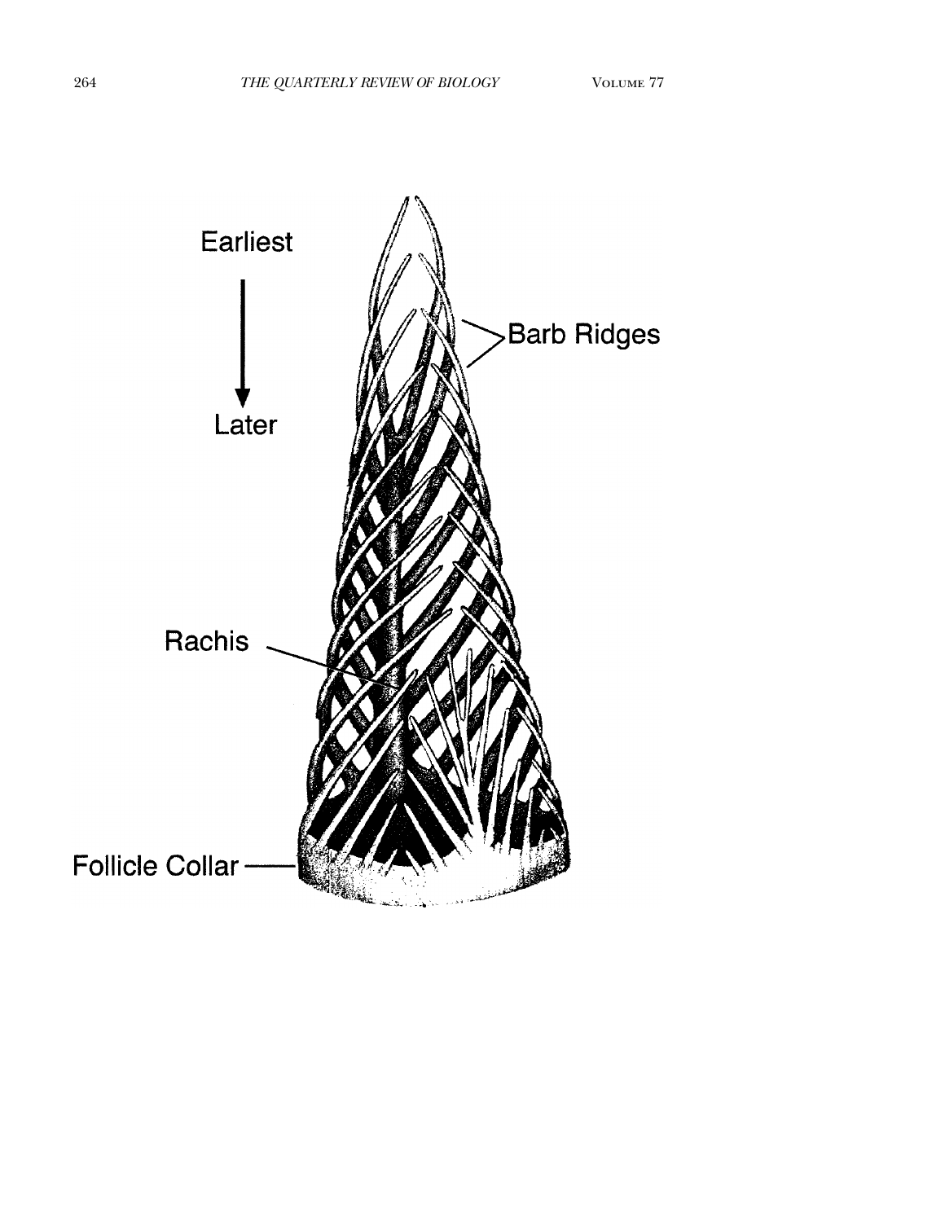Earliest

Later

Barb Ridges

Rachis

Follicle Collar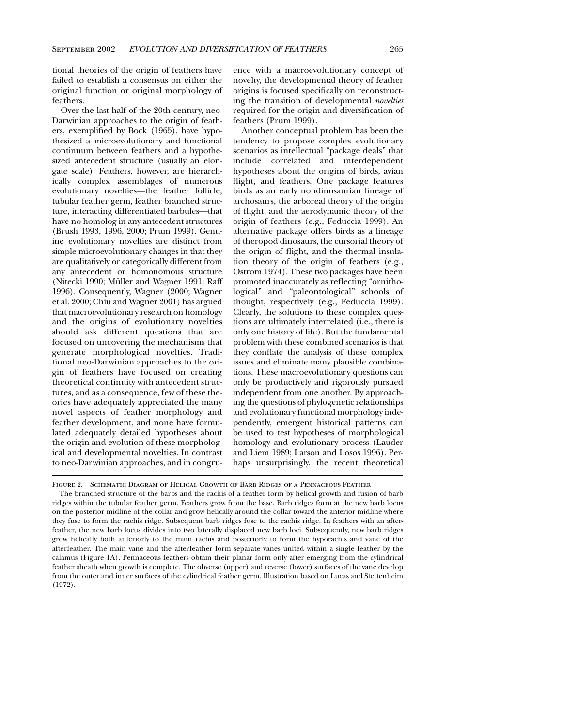tional theories of the origin of feathers have failed to establish a consensus on either the original function or original morphology of feathers.

Over the last half of the 20th century, neo-Darwinian approaches to the origin of feathers, exemplified by Bock (1965), have hypothesized a microevolutionary and functional continuum between feathers and a hypothesized antecedent structure (usually an elongate scale). Feathers, however, are hierarchically complex assemblages of numerous evolutionary novelties—the feather follicle, tubular feather germ, feather branched structure, interacting differentiated barbules—that have no homolog in any antecedent structures (Brush 1993, 1996, 2000; Prum 1999). Genuine evolutionary novelties are distinct from simple microevolutionary changes in that they are qualitatively or categorically different from any antecedent or homonomous structure (Nitecki 1990; Müller and Wagner 1991; Raff 1996). Consequently, Wagner (2000; Wagner et al. 2000; Chiu and Wagner 2001) has argued that macroevolutionary research on homology and the origins of evolutionary novelties should ask different questions that are focused on uncovering the mechanisms that generate morphological novelties. Traditional neo-Darwinian approaches to the origin of feathers have focused on creating theoretical continuity with antecedent structures, and as a consequence, few of these theories have adequately appreciated the many novel aspects of feather morphology and feather development, and none have formulated adequately detailed hypotheses about the origin and evolution of these morphological and developmental novelties. In contrast to neo-Darwinian approaches, and in congruence with a macroevolutionary concept of novelty, the developmental theory of feather origins is focused specifically on reconstructing the transition of developmental *novelties* required for the origin and diversification of feathers (Prum 1999).

Another conceptual problem has been the tendency to propose complex evolutionary scenarios as intellectual "package deals" that include correlated and interdependent hypotheses about the origins of birds, avian flight, and feathers. One package features birds as an early nondinosaurian lineage of archosaurs, the arboreal theory of the origin of flight, and the aerodynamic theory of the origin of feathers (e.g., Feduccia 1999). An alternative package offers birds as a lineage of theropod dinosaurs, the cursorial theory of the origin of flight, and the thermal insulation theory of the origin of feathers (e.g., Ostrom 1974). These two packages have been promoted inaccurately as reflecting "ornithological" and "paleontological" schools of thought, respectively (e.g., Feduccia 1999). Clearly, the solutions to these complex questions are ultimately interrelated (i.e., there is only one history of life). But the fundamental problem with these combined scenarios is that they conflate the analysis of these complex issues and eliminate many plausible combinations. These macroevolutionary questions can only be productively and rigorously pursued independent from one another. By approaching the questions of phylogenetic relationships and evolutionary functional morphology independently, emergent historical patterns can be used to test hypotheses of morphological homology and evolutionary process (Lauder and Liem 1989; Larson and Losos 1996). Perhaps unsurprisingly, the recent theoretical

Figure 2. Schematic Diagram of Helical Growth of Barb Ridges of a Pennaceous Feather

The branched structure of the barbs and the rachis of a feather form by helical growth and fusion of barb ridges within the tubular feather germ. Feathers grow from the base. Barb ridges form at the new barb locus on the posterior midline of the collar and grow helically around the collar toward the anterior midline where they fuse to form the rachis ridge. Subsequent barb ridges fuse to the rachis ridge. In feathers with an afterfeather, the new barb locus divides into two laterally displaced new barb loci. Subsequently, new barb ridges grow helically both anteriorly to the main rachis and posteriorly to form the hyporachis and vane of the afterfeather. The main vane and the afterfeather form separate vanes united within a single feather by the calamus (Figure 1A). Pennaceous feathers obtain their planar form only after emerging from the cylindrical feather sheath when growth is complete. The obverse (upper) and reverse (lower) surfaces of the vane develop from the outer and inner surfaces of the cylindrical feather germ. Illustration based on Lucas and Stettenheim (1972).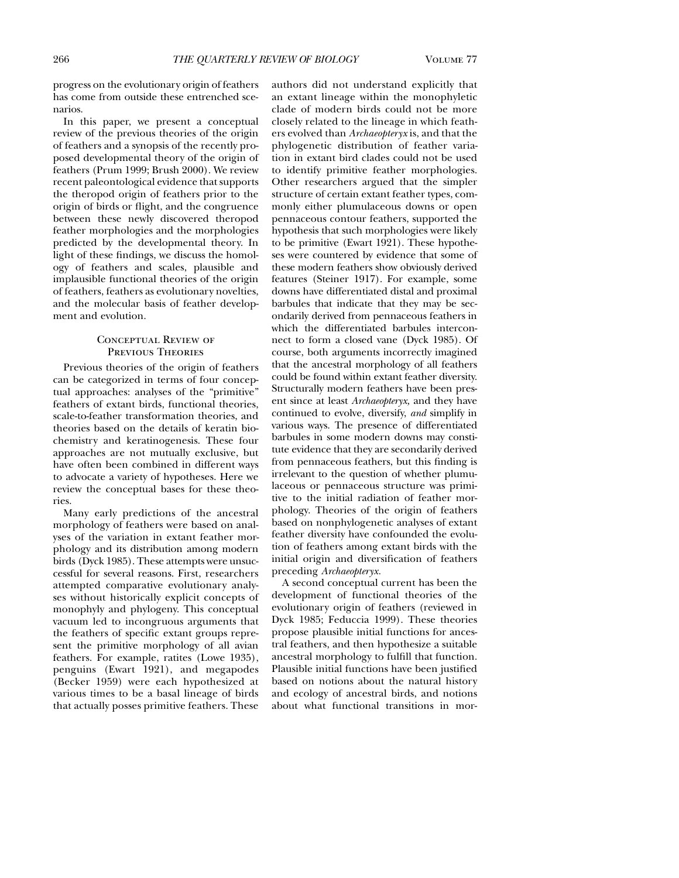progress on the evolutionary origin of feathers has come from outside these entrenched scenarios.

In this paper, we present a conceptual review of the previous theories of the origin of feathers and a synopsis of the recently proposed developmental theory of the origin of feathers (Prum 1999; Brush 2000). We review recent paleontological evidence that supports the theropod origin of feathers prior to the origin of birds or flight, and the congruence between these newly discovered theropod feather morphologies and the morphologies predicted by the developmental theory. In light of these findings, we discuss the homology of feathers and scales, plausible and implausible functional theories of the origin of feathers, feathers as evolutionary novelties, and the molecular basis of feather development and evolution.

## Conceptual Review of Previous Theories

Previous theories of the origin of feathers can be categorized in terms of four conceptual approaches: analyses of the "primitive" feathers of extant birds, functional theories, scale-to-feather transformation theories, and theories based on the details of keratin biochemistry and keratinogenesis. These four approaches are not mutually exclusive, but have often been combined in different ways to advocate a variety of hypotheses. Here we review the conceptual bases for these theories.

Many early predictions of the ancestral morphology of feathers were based on analyses of the variation in extant feather morphology and its distribution among modern birds (Dyck 1985). These attempts were unsuccessful for several reasons. First, researchers attempted comparative evolutionary analyses without historically explicit concepts of monophyly and phylogeny. This conceptual vacuum led to incongruous arguments that the feathers of specific extant groups represent the primitive morphology of all avian feathers. For example, ratites (Lowe 1935), penguins (Ewart 1921), and megapodes (Becker 1959) were each hypothesized at various times to be a basal lineage of birds that actually posses primitive feathers. These authors did not understand explicitly that an extant lineage within the monophyletic clade of modern birds could not be more closely related to the lineage in which feathers evolved than *Archaeopteryx* is, and that the phylogenetic distribution of feather variation in extant bird clades could not be used to identify primitive feather morphologies. Other researchers argued that the simpler structure of certain extant feather types, commonly either plumulaceous downs or open pennaceous contour feathers, supported the hypothesis that such morphologies were likely to be primitive (Ewart 1921). These hypotheses were countered by evidence that some of these modern feathers show obviously derived features (Steiner 1917). For example, some downs have differentiated distal and proximal barbules that indicate that they may be secondarily derived from pennaceous feathers in which the differentiated barbules interconnect to form a closed vane (Dyck 1985). Of course, both arguments incorrectly imagined that the ancestral morphology of all feathers could be found within extant feather diversity. Structurally modern feathers have been present since at least *Archaeopteryx,* and they have continued to evolve, diversify, *and* simplify in various ways. The presence of differentiated barbules in some modern downs may constitute evidence that they are secondarily derived from pennaceous feathers, but this finding is irrelevant to the question of whether plumulaceous or pennaceous structure was primitive to the initial radiation of feather morphology. Theories of the origin of feathers based on nonphylogenetic analyses of extant feather diversity have confounded the evolution of feathers among extant birds with the initial origin and diversification of feathers preceding *Archaeopteryx.*

A second conceptual current has been the development of functional theories of the evolutionary origin of feathers (reviewed in Dyck 1985; Feduccia 1999). These theories propose plausible initial functions for ancestral feathers, and then hypothesize a suitable ancestral morphology to fulfill that function. Plausible initial functions have been justified based on notions about the natural history and ecology of ancestral birds, and notions about what functional transitions in mor-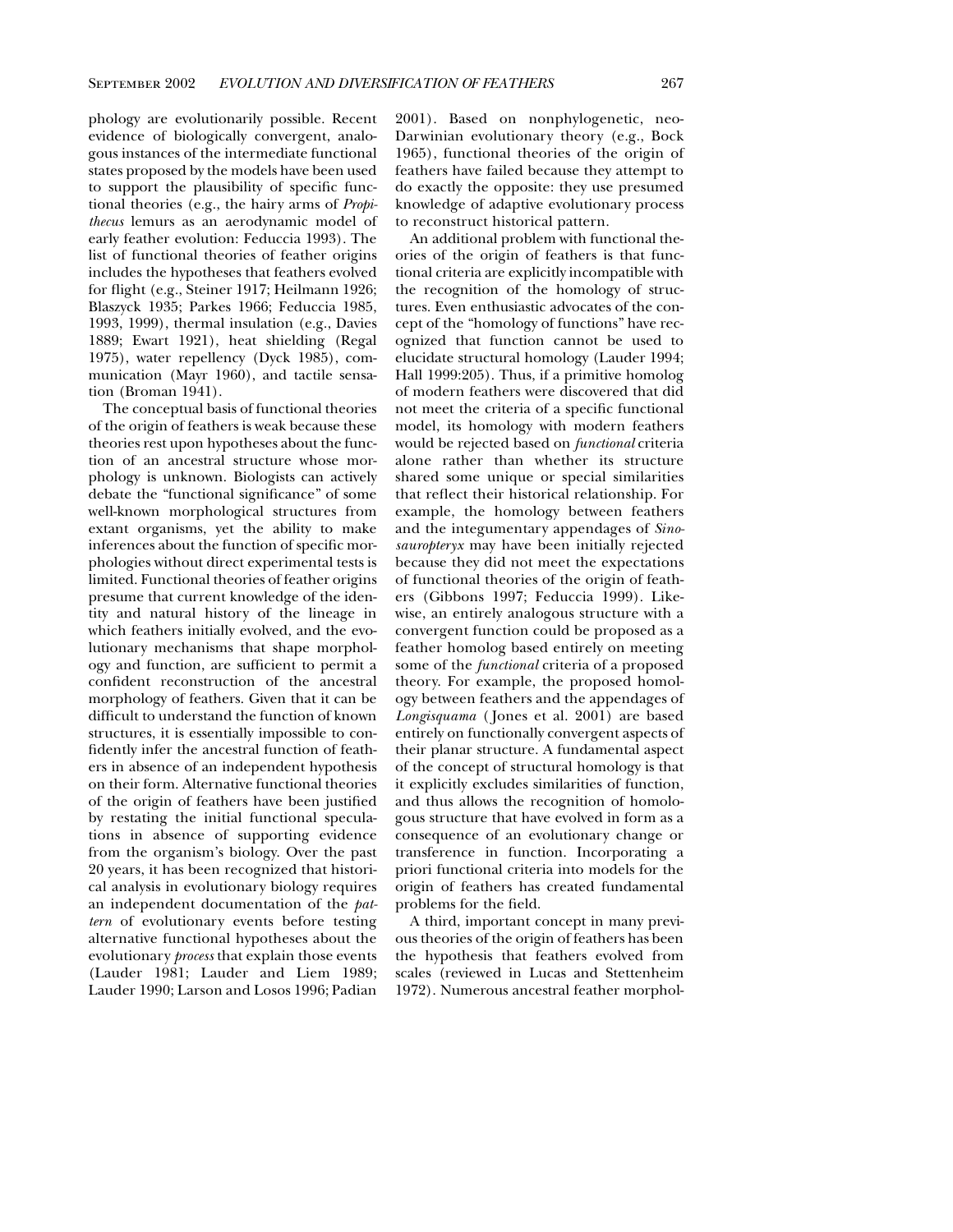phology are evolutionarily possible. Recent evidence of biologically convergent, analogous instances of the intermediate functional states proposed by the models have been used to support the plausibility of specific functional theories (e.g., the hairy arms of *Propithecus* lemurs as an aerodynamic model of early feather evolution: Feduccia 1993). The list of functional theories of feather origins includes the hypotheses that feathers evolved for flight (e.g., Steiner 1917; Heilmann 1926; Blaszyck 1935; Parkes 1966; Feduccia 1985, 1993, 1999), thermal insulation (e.g., Davies 1889; Ewart 1921), heat shielding (Regal 1975), water repellency (Dyck 1985), communication (Mayr 1960), and tactile sensation (Broman 1941).

The conceptual basis of functional theories of the origin of feathers is weak because these theories rest upon hypotheses about the function of an ancestral structure whose morphology is unknown. Biologists can actively debate the "functional significance" of some well-known morphological structures from extant organisms, yet the ability to make inferences about the function of specific morphologies without direct experimental tests is limited. Functional theories of feather origins presume that current knowledge of the identity and natural history of the lineage in which feathers initially evolved, and the evolutionary mechanisms that shape morphology and function, are sufficient to permit a confident reconstruction of the ancestral morphology of feathers. Given that it can be difficult to understand the function of known structures, it is essentially impossible to confidently infer the ancestral function of feathers in absence of an independent hypothesis on their form. Alternative functional theories of the origin of feathers have been justified by restating the initial functional speculations in absence of supporting evidence from the organism's biology. Over the past 20 years, it has been recognized that historical analysis in evolutionary biology requires an independent documentation of the *pattern* of evolutionary events before testing alternative functional hypotheses about the evolutionary *process* that explain those events (Lauder 1981; Lauder and Liem 1989; Lauder 1990; Larson and Losos 1996; Padian 2001). Based on nonphylogenetic, neo-Darwinian evolutionary theory (e.g., Bock 1965), functional theories of the origin of feathers have failed because they attempt to do exactly the opposite: they use presumed knowledge of adaptive evolutionary process to reconstruct historical pattern.

An additional problem with functional theories of the origin of feathers is that functional criteria are explicitly incompatible with the recognition of the homology of structures. Even enthusiastic advocates of the concept of the "homology of functions" have recognized that function cannot be used to elucidate structural homology (Lauder 1994; Hall 1999:205). Thus, if a primitive homolog of modern feathers were discovered that did not meet the criteria of a specific functional model, its homology with modern feathers would be rejected based on *functional* criteria alone rather than whether its structure shared some unique or special similarities that reflect their historical relationship. For example, the homology between feathers and the integumentary appendages of *Sinosauropteryx* may have been initially rejected because they did not meet the expectations of functional theories of the origin of feathers (Gibbons 1997; Feduccia 1999). Likewise, an entirely analogous structure with a convergent function could be proposed as a feather homolog based entirely on meeting some of the *functional* criteria of a proposed theory. For example, the proposed homology between feathers and the appendages of *Longisquama* (Jones et al. 2001) are based entirely on functionally convergent aspects of their planar structure. A fundamental aspect of the concept of structural homology is that it explicitly excludes similarities of function, and thus allows the recognition of homologous structure that have evolved in form as a consequence of an evolutionary change or transference in function. Incorporating a priori functional criteria into models for the origin of feathers has created fundamental problems for the field.

A third, important concept in many previous theories of the origin of feathers has been the hypothesis that feathers evolved from scales (reviewed in Lucas and Stettenheim 1972). Numerous ancestral feather morphol-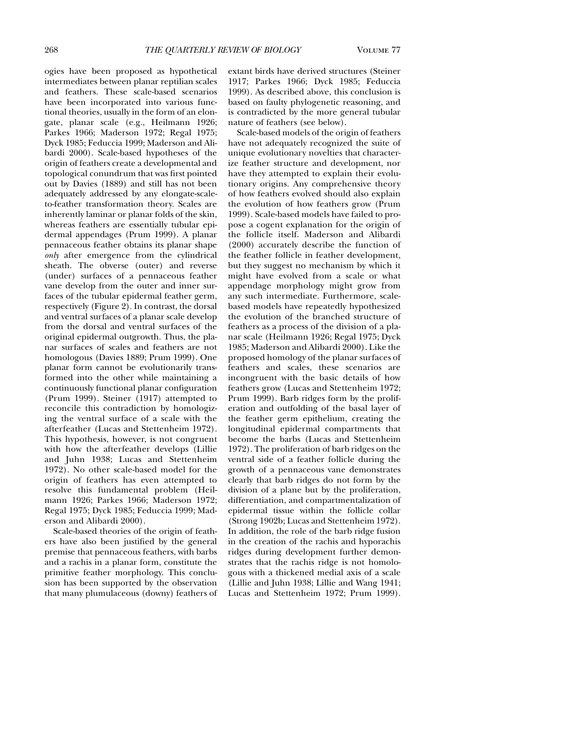ogies have been proposed as hypothetical intermediates between planar reptilian scales and feathers. These scale-based scenarios have been incorporated into various functional theories, usually in the form of an elongate, planar scale (e.g., Heilmann 1926; Parkes 1966; Maderson 1972; Regal 1975; Dyck 1985; Feduccia 1999; Maderson and Alibardi 2000). Scale-based hypotheses of the origin of feathers create a developmental and topological conundrum that was first pointed out by Davies (1889) and still has not been adequately addressed by any elongate-scale-to-feather transformation theory. Scales are inherently laminar or planar folds of the skin, whereas feathers are essentially tubular epidermal appendages (Prum 1999). A planar pennaceous feather obtains its planar shape *only* after emergence from the cylindrical sheath. The obverse (outer) and reverse (under) surfaces of a pennaceous feather vane develop from the outer and inner surfaces of the tubular epidermal feather germ, respectively (Figure 2). In contrast, the dorsal and ventral surfaces of a planar scale develop from the dorsal and ventral surfaces of the original epidermal outgrowth. Thus, the planar surfaces of scales and feathers are not homologous (Davies 1889; Prum 1999). One planar form cannot be evolutionarily transformed into the other while maintaining a continuously functional planar configuration (Prum 1999). Steiner (1917) attempted to reconcile this contradiction by homologizing the ventral surface of a scale with the afterfeather (Lucas and Stettenheim 1972). This hypothesis, however, is not congruent with how the afterfeather develops (Lillie and Juhn 1938; Lucas and Stettenheim 1972). No other scale-based model for the origin of feathers has even attempted to resolve this fundamental problem (Heilmann 1926; Parkes 1966; Maderson 1972; Regal 1975; Dyck 1985; Feduccia 1999; Maderson and Alibardi 2000).

Scale-based theories of the origin of feathers have also been justified by the general premise that pennaceous feathers, with barbs and a rachis in a planar form, constitute the primitive feather morphology. This conclusion has been supported by the observation that many plumulaceous (downy) feathers of extant birds have derived structures (Steiner 1917; Parkes 1966; Dyck 1985; Feduccia 1999). As described above, this conclusion is based on faulty phylogenetic reasoning, and is contradicted by the more general tubular nature of feathers (see below).

Scale-based models of the origin of feathers have not adequately recognized the suite of unique evolutionary novelties that characterize feather structure and development, nor have they attempted to explain their evolutionary origins. Any comprehensive theory of how feathers evolved should also explain the evolution of how feathers grow (Prum 1999). Scale-based models have failed to propose a cogent explanation for the origin of the follicle itself. Maderson and Alibardi (2000) accurately describe the function of the feather follicle in feather development, but they suggest no mechanism by which it might have evolved from a scale or what appendage morphology might grow from any such intermediate. Furthermore, scale-based models have repeatedly hypothesized the evolution of the branched structure of feathers as a process of the division of a planar scale (Heilmann 1926; Regal 1975; Dyck 1985; Maderson and Alibardi 2000). Like the proposed homology of the planar surfaces of feathers and scales, these scenarios are incongruent with the basic details of how feathers grow (Lucas and Stettenheim 1972; Prum 1999). Barb ridges form by the proliferation and outfolding of the basal layer of the feather germ epithelium, creating the longitudinal epidermal compartments that become the barbs (Lucas and Stettenheim 1972). The proliferation of barb ridges on the ventral side of a feather follicle during the growth of a pennaceous vane demonstrates clearly that barb ridges do not form by the division of a plane but by the proliferation, differentiation, and compartmentalization of epidermal tissue within the follicle collar (Strong 1902b; Lucas and Stettenheim 1972). In addition, the role of the barb ridge fusion in the creation of the rachis and hyporachis ridges during development further demonstrates that the rachis ridge is not homologous with a thickened medial axis of a scale (Lillie and Juhn 1938; Lillie and Wang 1941; Lucas and Stettenheim 1972; Prum 1999).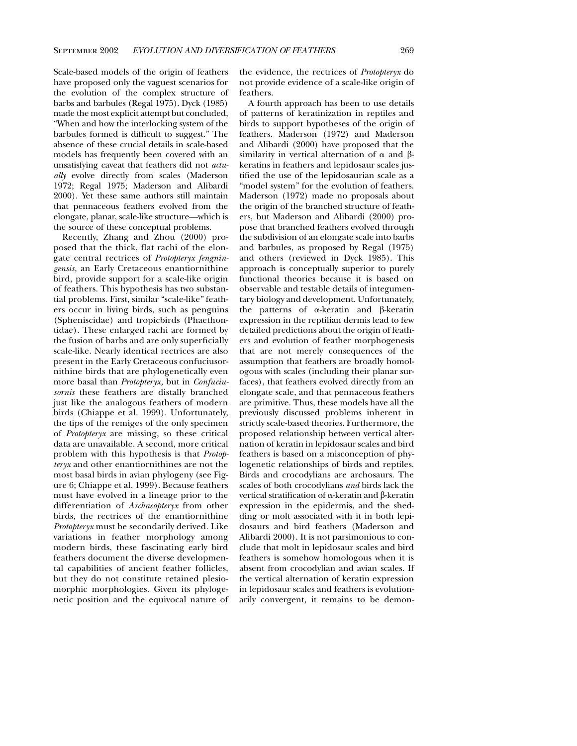Scale-based models of the origin of feathers have proposed only the vaguest scenarios for the evolution of the complex structure of barbs and barbules (Regal 1975). Dyck (1985) made the most explicit attempt but concluded, "When and how the interlocking system of the barbules formed is difficult to suggest." The absence of these crucial details in scale-based models has frequently been covered with an unsatisfying caveat that feathers did not *actually* evolve directly from scales (Maderson 1972; Regal 1975; Maderson and Alibardi 2000). Yet these same authors still maintain that pennaceous feathers evolved from the elongate, planar, scale-like structure—which is the source of these conceptual problems.

Recently, Zhang and Zhou (2000) proposed that the thick, flat rachi of the elongate central rectrices of *Protopteryx fengningensis,* an Early Cretaceous enantiornithine bird, provide support for a scale-like origin of feathers. This hypothesis has two substantial problems. First, similar "scale-like" feathers occur in living birds, such as penguins (Spheniscidae) and tropicbirds (Phaethontidae). These enlarged rachi are formed by the fusion of barbs and are only superficially scale-like. Nearly identical rectrices are also present in the Early Cretaceous confuciusornithine birds that are phylogenetically even more basal than *Protopteryx,* but in *Confuciusornis* these feathers are distally branched just like the analogous feathers of modern birds (Chiappe et al. 1999). Unfortunately, the tips of the remiges of the only specimen of *Protopteryx* are missing, so these critical data are unavailable. A second, more critical problem with this hypothesis is that *Protopteryx* and other enantiornithines are not the most basal birds in avian phylogeny (see Figure 6; Chiappe et al. 1999). Because feathers must have evolved in a lineage prior to the differentiation of *Archaeopteryx* from other birds, the rectrices of the enantiornithine *Protopteryx* must be secondarily derived. Like variations in feather morphology among modern birds, these fascinating early bird feathers document the diverse developmental capabilities of ancient feather follicles, but they do not constitute retained plesiomorphic morphologies. Given its phylogenetic position and the equivocal nature of the evidence, the rectrices of *Protopteryx* do not provide evidence of a scale-like origin of feathers.

A fourth approach has been to use details of patterns of keratinization in reptiles and birds to support hypotheses of the origin of feathers. Maderson (1972) and Maderson and Alibardi (2000) have proposed that the similarity in vertical alternation of $\alpha$ and $\beta$-keratins in feathers and lepidosaur scales justified the use of the lepidosaurian scale as a "model system" for the evolution of feathers. Maderson (1972) made no proposals about the origin of the branched structure of feathers, but Maderson and Alibardi (2000) propose that branched feathers evolved through the subdivision of an elongate scale into barbs and barbules, as proposed by Regal (1975) and others (reviewed in Dyck 1985). This approach is conceptually superior to purely functional theories because it is based on observable and testable details of integumentary biology and development. Unfortunately, the patterns of $\alpha$-keratin and $\beta$-keratin expression in the reptilian dermis lead to few detailed predictions about the origin of feathers and evolution of feather morphogenesis that are not merely consequences of the assumption that feathers are broadly homologous with scales (including their planar surfaces), that feathers evolved directly from an elongate scale, and that pennaceous feathers are primitive. Thus, these models have all the previously discussed problems inherent in strictly scale-based theories. Furthermore, the proposed relationship between vertical alternation of keratin in lepidosaur scales and bird feathers is based on a misconception of phylogenetic relationships of birds and reptiles. Birds and crocodylians are archosaurs. The scales of both crocodylians *and* birds lack the vertical stratification of $\alpha$-keratin and $\beta$-keratin expression in the epidermis, and the shedding or molt associated with it in both lepidosaurs and bird feathers (Maderson and Alibardi 2000). It is not parsimonious to conclude that molt in lepidosaur scales and bird feathers is somehow homologous when it is absent from crocodylian and avian scales. If the vertical alternation of keratin expression in lepidosaur scales and feathers is evolutionarily convergent, it remains to be demon-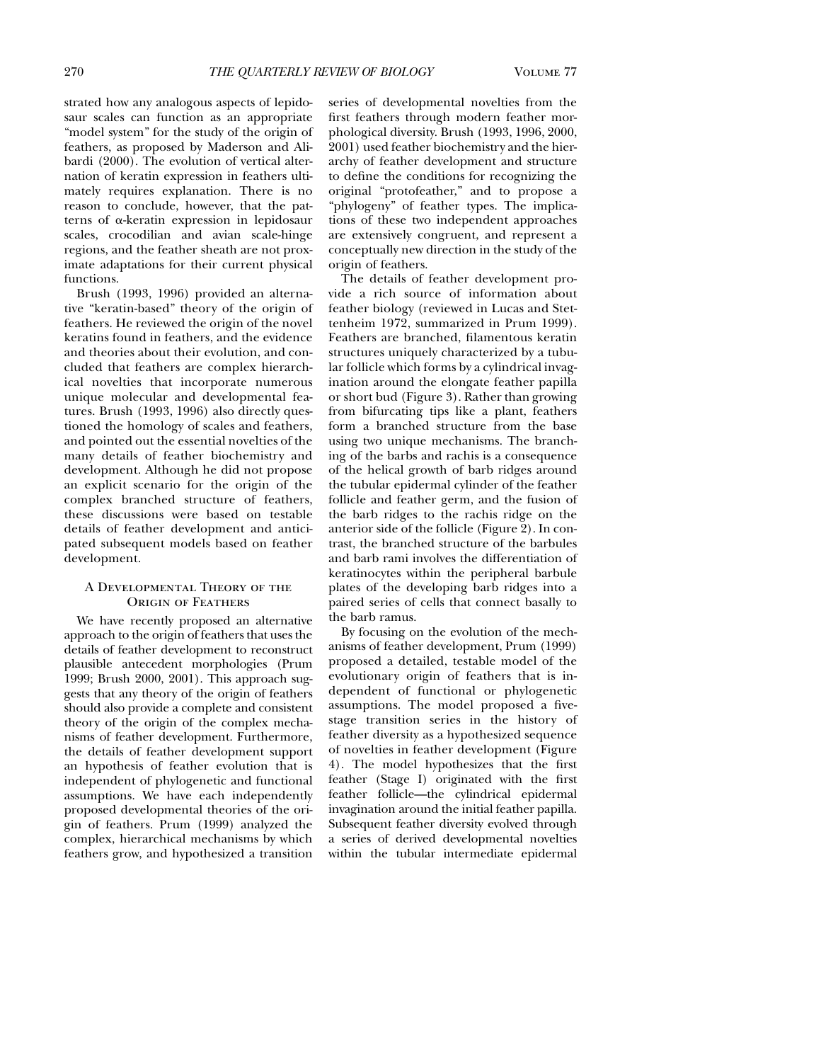strated how any analogous aspects of lepidosaur scales can function as an appropriate "model system" for the study of the origin of feathers, as proposed by Maderson and Alibardi (2000). The evolution of vertical alternation of keratin expression in feathers ultimately requires explanation. There is no reason to conclude, however, that the patterns of α-keratin expression in lepidosaur scales, crocodilian and avian scale-hinge regions, and the feather sheath are not proximate adaptations for their current physical functions.

Brush (1993, 1996) provided an alternative "keratin-based" theory of the origin of feathers. He reviewed the origin of the novel keratins found in feathers, and the evidence and theories about their evolution, and concluded that feathers are complex hierarchical novelties that incorporate numerous unique molecular and developmental features. Brush (1993, 1996) also directly questioned the homology of scales and feathers, and pointed out the essential novelties of the many details of feather biochemistry and development. Although he did not propose an explicit scenario for the origin of the complex branched structure of feathers, these discussions were based on testable details of feather development and anticipated subsequent models based on feather development.

## A Developmental Theory of the Origin of Feathers

We have recently proposed an alternative approach to the origin of feathers that uses the details of feather development to reconstruct plausible antecedent morphologies (Prum 1999; Brush 2000, 2001). This approach suggests that any theory of the origin of feathers should also provide a complete and consistent theory of the origin of the complex mechanisms of feather development. Furthermore, the details of feather development support an hypothesis of feather evolution that is independent of phylogenetic and functional assumptions. We have each independently proposed developmental theories of the origin of feathers. Prum (1999) analyzed the complex, hierarchical mechanisms by which feathers grow, and hypothesized a transition series of developmental novelties from the first feathers through modern feather morphological diversity. Brush (1993, 1996, 2000, 2001) used feather biochemistry and the hierarchy of feather development and structure to define the conditions for recognizing the original "protofeather," and to propose a "phylogeny" of feather types. The implications of these two independent approaches are extensively congruent, and represent a conceptually new direction in the study of the origin of feathers.

The details of feather development provide a rich source of information about feather biology (reviewed in Lucas and Stettenheim 1972, summarized in Prum 1999). Feathers are branched, filamentous keratin structures uniquely characterized by a tubular follicle which forms by a cylindrical invagination around the elongate feather papilla or short bud (Figure 3). Rather than growing from bifurcating tips like a plant, feathers form a branched structure from the base using two unique mechanisms. The branching of the barbs and rachis is a consequence of the helical growth of barb ridges around the tubular epidermal cylinder of the feather follicle and feather germ, and the fusion of the barb ridges to the rachis ridge on the anterior side of the follicle (Figure 2). In contrast, the branched structure of the barbules and barb rami involves the differentiation of keratinocytes within the peripheral barbule plates of the developing barb ridges into a paired series of cells that connect basally to the barb ramus.

By focusing on the evolution of the mechanisms of feather development, Prum (1999) proposed a detailed, testable model of the evolutionary origin of feathers that is independent of functional or phylogenetic assumptions. The model proposed a five-stage transition series in the history of feather diversity as a hypothesized sequence of novelties in feather development (Figure 4). The model hypothesizes that the first feather (Stage I) originated with the first feather follicle—the cylindrical epidermal invagination around the initial feather papilla. Subsequent feather diversity evolved through a series of derived developmental novelties within the tubular intermediate epidermal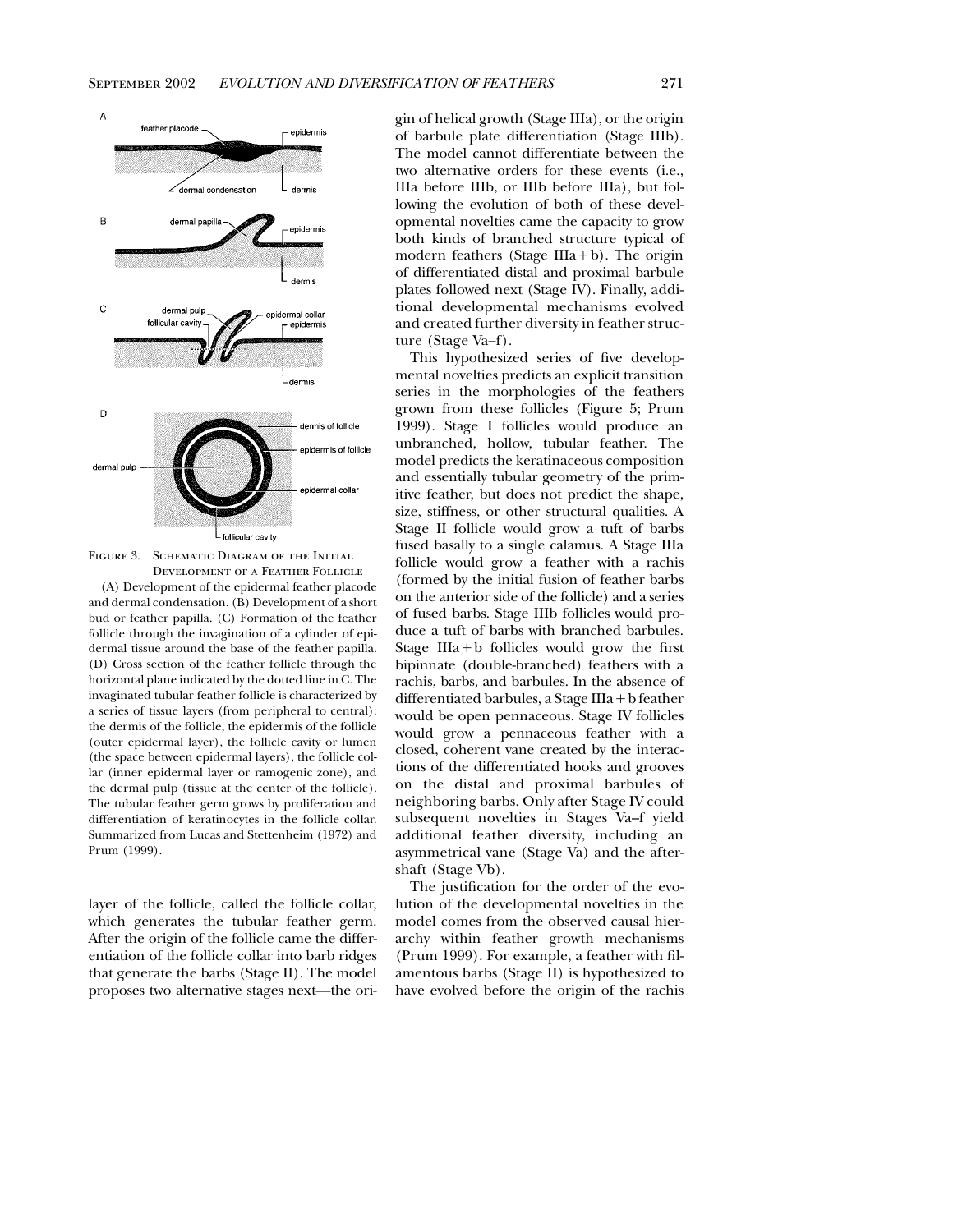A

feather placode

epidermis

dermal condensation

dermis

B

dermal papilla

epidermis

dermis

C

dermal pulp

follicular cavity

epidermal collar

epidermis

dermis

D

dermis of follicle

epidermis of follicle

dermal pulp

epidermal collar

follicular cavity

Figure 3. Schematic Diagram of the Initial Development of a Feather Follicle

(A) Development of the epidermal feather placode and dermal condensation. (B) Development of a short bud or feather papilla. (C) Formation of the feather follicle through the invagination of a cylinder of epidermal tissue around the base of the feather papilla. (D) Cross section of the feather follicle through the horizontal plane indicated by the dotted line in C. The invaginated tubular feather follicle is characterized by a series of tissue layers (from peripheral to central): the dermis of the follicle, the epidermis of the follicle (outer epidermal layer), the follicle cavity or lumen (the space between epidermal layers), the follicle collar (inner epidermal layer or ramogenic zone), and the dermal pulp (tissue at the center of the follicle). The tubular feather germ grows by proliferation and differentiation of keratinocytes in the follicle collar. Summarized from Lucas and Stettenheim (1972) and Prum (1999).

layer of the follicle, called the follicle collar, which generates the tubular feather germ. After the origin of the follicle came the differentiation of the follicle collar into barb ridges that generate the barbs (Stage II). The model proposes two alternative stages next—the origin of helical growth (Stage IIIa), or the origin of barbule plate differentiation (Stage IIIb). The model cannot differentiate between the two alternative orders for these events (i.e., IIIa before IIIb, or IIIb before IIIa), but following the evolution of both of these developmental novelties came the capacity to grow both kinds of branched structure typical of modern feathers (Stage IIIa + b). The origin of differentiated distal and proximal barbule plates followed next (Stage IV). Finally, additional developmental mechanisms evolved and created further diversity in feather structure (Stage Va–f).

This hypothesized series of five developmental novelties predicts an explicit transition series in the morphologies of the feathers grown from these follicles (Figure 5; Prum 1999). Stage I follicles would produce an unbranched, hollow, tubular feather. The model predicts the keratinaceous composition and essentially tubular geometry of the primitive feather, but does not predict the shape, size, stiffness, or other structural qualities. A Stage II follicle would grow a tuft of barbs fused basally to a single calamus. A Stage IIIa follicle would grow a feather with a rachis (formed by the initial fusion of feather barbs on the anterior side of the follicle) and a series of fused barbs. Stage IIIb follicles would produce a tuft of barbs with branched barbules. Stage IIIa + b follicles would grow the first bipinnate (double-branched) feathers with a rachis, barbs, and barbules. In the absence of differentiated barbules, a Stage IIIa + b feather would be open pennaceous. Stage IV follicles would grow a pennaceous feather with a closed, coherent vane created by the interactions of the differentiated hooks and grooves on the distal and proximal barbules of neighboring barbs. Only after Stage IV could subsequent novelties in Stages Va–f yield additional feather diversity, including an asymmetrical vane (Stage Va) and the aftershaft (Stage Vb).

The justification for the order of the evolution of the developmental novelties in the model comes from the observed causal hierarchy within feather growth mechanisms (Prum 1999). For example, a feather with filamentous barbs (Stage II) is hypothesized to have evolved before the origin of the rachis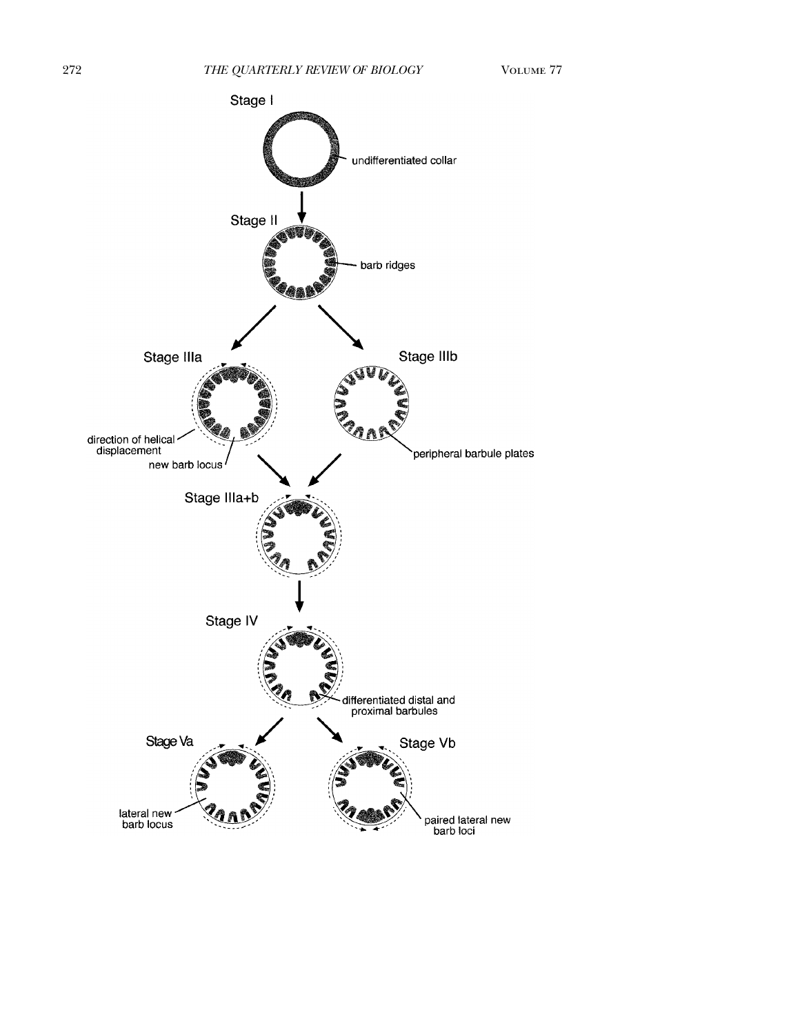Stage I

undifferentiated collar

Stage II

barb ridges

Stage IIIa

direction of helical displacement

new barb locus

Stage IIIb

peripheral barbule plates

Stage IIIa+b

Stage IV

differentiated distal and proximal barbules

Stage Va

lateral new barb locus

Stage Vb

paired lateral new barb loci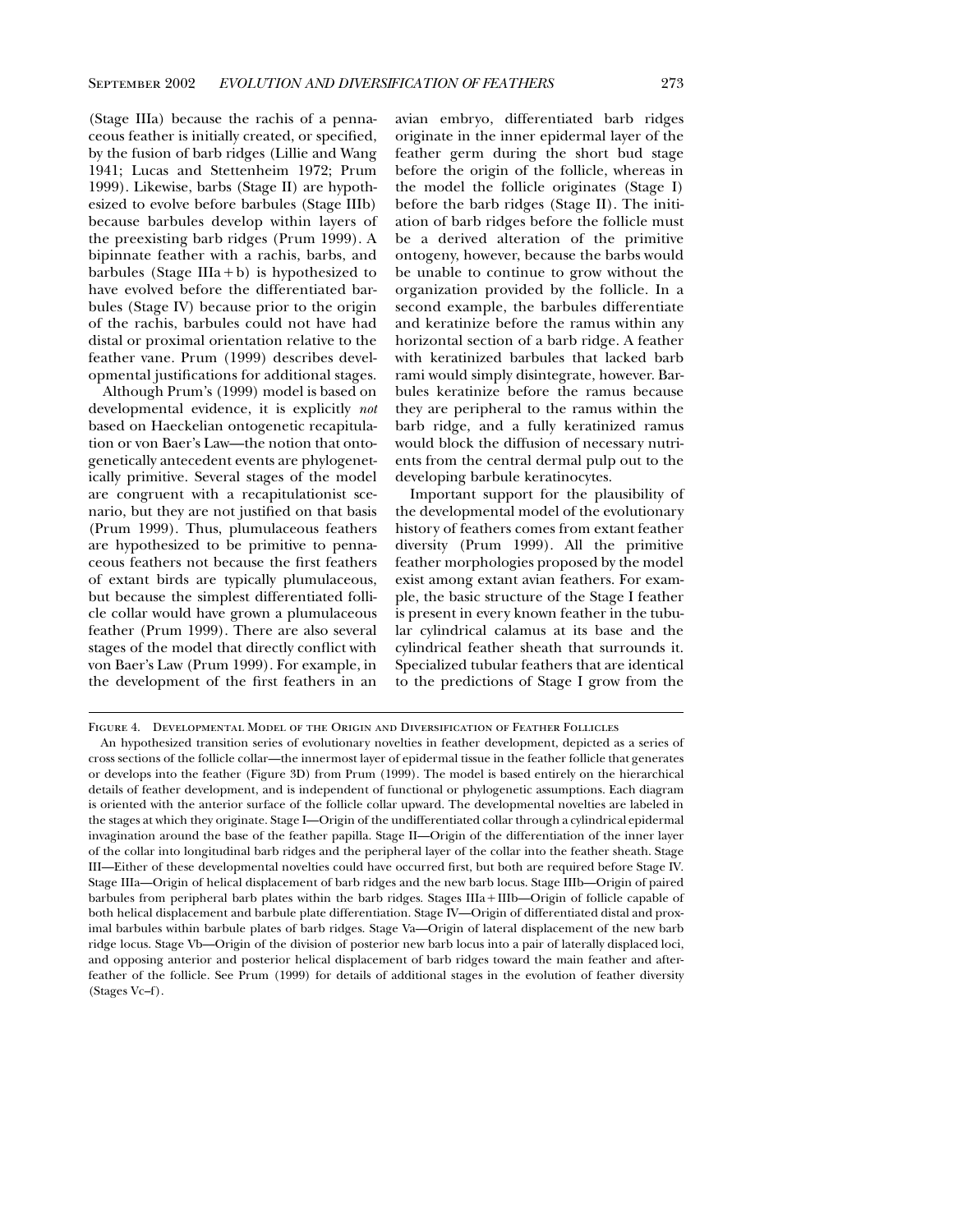(Stage IIIa) because the rachis of a pennaceous feather is initially created, or specified, by the fusion of barb ridges (Lillie and Wang 1941; Lucas and Stettenheim 1972; Prum 1999). Likewise, barbs (Stage II) are hypothesized to evolve before barbules (Stage IIIb) because barbules develop within layers of the preexisting barb ridges (Prum 1999). A bipinnate feather with a rachis, barbs, and barbules (Stage IIIa + b) is hypothesized to have evolved before the differentiated barbules (Stage IV) because prior to the origin of the rachis, barbules could not have had distal or proximal orientation relative to the feather vane. Prum (1999) describes developmental justifications for additional stages.

Although Prum's (1999) model is based on developmental evidence, it is explicitly *not* based on Haeckelian ontogenetic recapitulation or von Baer's Law—the notion that ontogenetically antecedent events are phylogenetically primitive. Several stages of the model are congruent with a recapitulationist scenario, but they are not justified on that basis (Prum 1999). Thus, plumulaceous feathers are hypothesized to be primitive to pennaceous feathers not because the first feathers of extant birds are typically plumulaceous, but because the simplest differentiated follicle collar would have grown a plumulaceous feather (Prum 1999). There are also several stages of the model that directly conflict with von Baer's Law (Prum 1999). For example, in the development of the first feathers in an avian embryo, differentiated barb ridges originate in the inner epidermal layer of the feather germ during the short bud stage before the origin of the follicle, whereas in the model the follicle originates (Stage I) before the barb ridges (Stage II). The initiation of barb ridges before the follicle must be a derived alteration of the primitive ontogeny, however, because the barbs would be unable to continue to grow without the organization provided by the follicle. In a second example, the barbules differentiate and keratinize before the ramus within any horizontal section of a barb ridge. A feather with keratinized barbules that lacked barb rami would simply disintegrate, however. Barbules keratinize before the ramus because they are peripheral to the ramus within the barb ridge, and a fully keratinized ramus would block the diffusion of necessary nutrients from the central dermal pulp out to the developing barbule keratinocytes.

Important support for the plausibility of the developmental model of the evolutionary history of feathers comes from extant feather diversity (Prum 1999). All the primitive feather morphologies proposed by the model exist among extant avian feathers. For example, the basic structure of the Stage I feather is present in every known feather in the tubular cylindrical calamus at its base and the cylindrical feather sheath that surrounds it. Specialized tubular feathers that are identical to the predictions of Stage I grow from the

Figure 4. Developmental Model of the Origin and Diversification of Feather Follicles

An hypothesized transition series of evolutionary novelties in feather development, depicted as a series of cross sections of the follicle collar—the innermost layer of epidermal tissue in the feather follicle that generates or develops into the feather (Figure 3D) from Prum (1999). The model is based entirely on the hierarchical details of feather development, and is independent of functional or phylogenetic assumptions. Each diagram is oriented with the anterior surface of the follicle collar upward. The developmental novelties are labeled in the stages at which they originate. Stage I—Origin of the undifferentiated collar through a cylindrical epidermal invagination around the base of the feather papilla. Stage II—Origin of the differentiation of the inner layer of the collar into longitudinal barb ridges and the peripheral layer of the collar into the feather sheath. Stage III—Either of these developmental novelties could have occurred first, but both are required before Stage IV. Stage IIIa—Origin of helical displacement of barb ridges and the new barb locus. Stage IIIb—Origin of paired barbules from peripheral barb plates within the barb ridges. Stages IIIa + IIIb—Origin of follicle capable of both helical displacement and barbule plate differentiation. Stage IV—Origin of differentiated distal and proximal barbules within barbule plates of barb ridges. Stage Va—Origin of lateral displacement of the new barb ridge locus. Stage Vb—Origin of the division of posterior new barb locus into a pair of laterally displaced loci, and opposing anterior and posterior helical displacement of barb ridges toward the main feather and afterfeather of the follicle. See Prum (1999) for details of additional stages in the evolution of feather diversity (Stages Vc–f).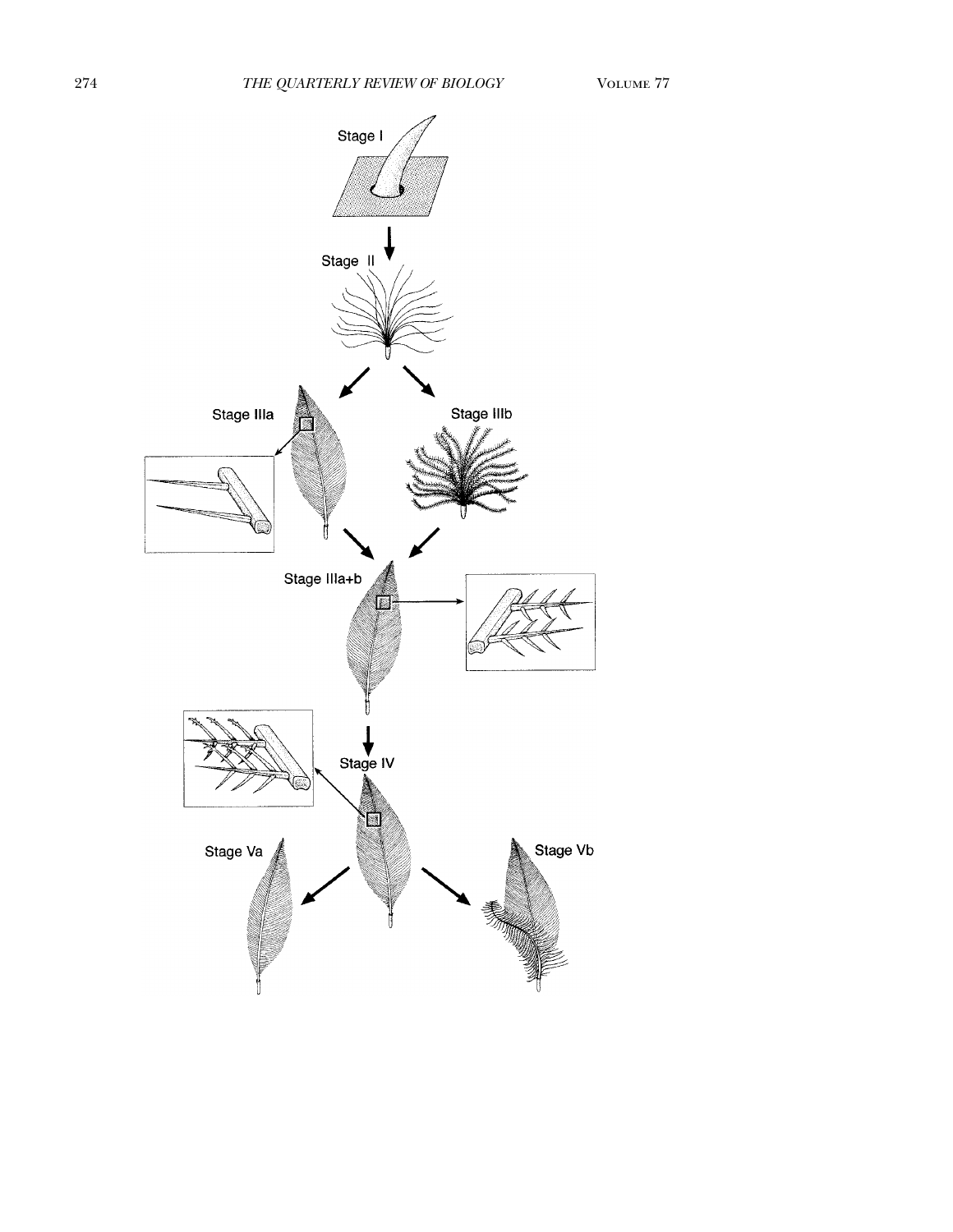Stage I

Stage II

Stage IIIa

Stage IIIb

Stage IIIa+b

Stage IV

Stage Va

Stage Vb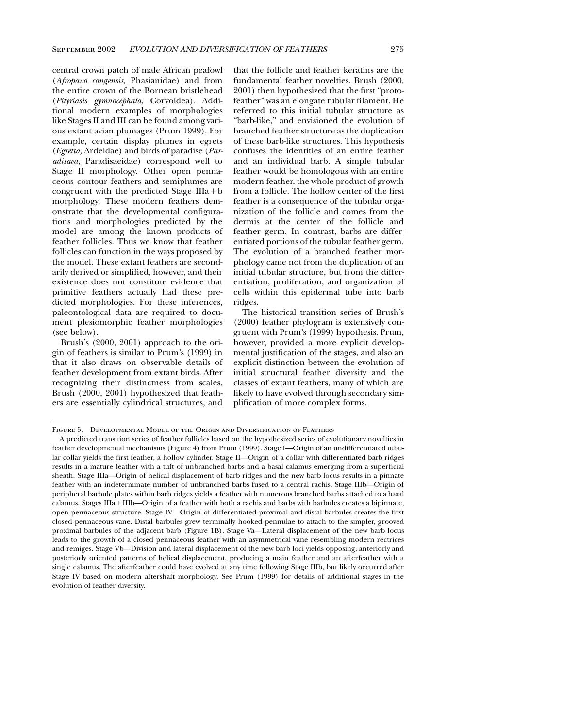central crown patch of male African peafowl (*Afropavo congensis,* Phasianidae) and from the entire crown of the Bornean bristlehead (*Pityriasis gymnocephala,* Corvoidea). Additional modern examples of morphologies like Stages II and III can be found among various extant avian plumages (Prum 1999). For example, certain display plumes in egrets (*Egretta,* Ardeidae) and birds of paradise (*Paradisaea,* Paradisaeidae) correspond well to Stage II morphology. Other open pennaceous contour feathers and semiplumes are congruent with the predicted Stage IIIa + b morphology. These modern feathers demonstrate that the developmental configurations and morphologies predicted by the model are among the known products of feather follicles. Thus we know that feather follicles can function in the ways proposed by the model. These extant feathers are secondarily derived or simplified, however, and their existence does not constitute evidence that primitive feathers actually had these predicted morphologies. For these inferences, paleontological data are required to document plesiomorphic feather morphologies (see below).

Brush's (2000, 2001) approach to the origin of feathers is similar to Prum's (1999) in that it also draws on observable details of feather development from extant birds. After recognizing their distinctness from scales, Brush (2000, 2001) hypothesized that feathers are essentially cylindrical structures, and that the follicle and feather keratins are the fundamental feather novelties. Brush (2000, 2001) then hypothesized that the first "protofeather" was an elongate tubular filament. He referred to this initial tubular structure as "barb-like," and envisioned the evolution of branched feather structure as the duplication of these barb-like structures. This hypothesis confuses the identities of an entire feather and an individual barb. A simple tubular feather would be homologous with an entire modern feather, the whole product of growth from a follicle. The hollow center of the first feather is a consequence of the tubular organization of the follicle and comes from the dermis at the center of the follicle and feather germ. In contrast, barbs are differentiated portions of the tubular feather germ. The evolution of a branched feather morphology came not from the duplication of an initial tubular structure, but from the differentiation, proliferation, and organization of cells within this epidermal tube into barb ridges.

The historical transition series of Brush's (2000) feather phylogram is extensively congruent with Prum's (1999) hypothesis. Prum, however, provided a more explicit developmental justification of the stages, and also an explicit distinction between the evolution of initial structural feather diversity and the classes of extant feathers, many of which are likely to have evolved through secondary simplification of more complex forms.

FIGURE 5. DEVELOPMENTAL MODEL OF THE ORIGIN AND DIVERSIFICATION OF FEATHERS

A predicted transition series of feather follicles based on the hypothesized series of evolutionary novelties in feather developmental mechanisms (Figure 4) from Prum (1999). Stage I—Origin of an undifferentiated tubular collar yields the first feather, a hollow cylinder. Stage II—Origin of a collar with differentiated barb ridges results in a mature feather with a tuft of unbranched barbs and a basal calamus emerging from a superficial sheath. Stage IIIa—Origin of helical displacement of barb ridges and the new barb locus results in a pinnate feather with an indeterminate number of unbranched barbs fused to a central rachis. Stage IIIb—Origin of peripheral barbule plates within barb ridges yields a feather with numerous branched barbs attached to a basal calamus. Stages IIIa + IIIb—Origin of a feather with both a rachis and barbs with barbules creates a bipinnate, open pennaceous structure. Stage IV—Origin of differentiated proximal and distal barbules creates the first closed pennaceous vane. Distal barbules grew terminally hooked pennulae to attach to the simpler, grooved proximal barbules of the adjacent barb (Figure 1B). Stage Va—Lateral displacement of the new barb locus leads to the growth of a closed pennaceous feather with an asymmetrical vane resembling modern rectrices and remiges. Stage Vb—Division and lateral displacement of the new barb loci yields opposing, anteriorly and posteriorly oriented patterns of helical displacement, producing a main feather and an afterfeather with a single calamus. The afterfeather could have evolved at any time following Stage IIIb, but likely occurred after Stage IV based on modern aftershaft morphology. See Prum (1999) for details of additional stages in the evolution of feather diversity.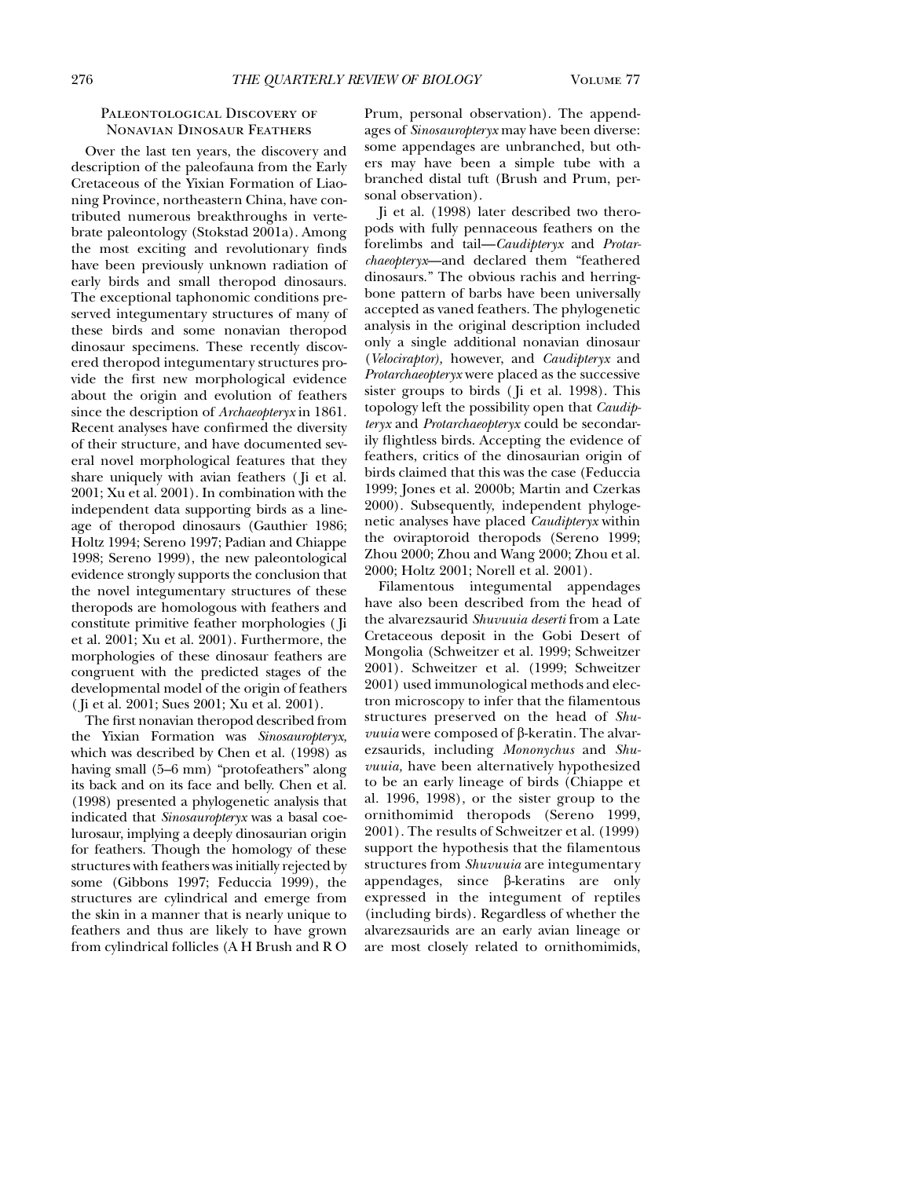## Paleontological Discovery of Nonavian Dinosaur Feathers

Over the last ten years, the discovery and description of the paleofauna from the Early Cretaceous of the Yixian Formation of Liaoning Province, northeastern China, have contributed numerous breakthroughs in vertebrate paleontology (Stokstad 2001a). Among the most exciting and revolutionary finds have been previously unknown radiation of early birds and small theropod dinosaurs. The exceptional taphonomic conditions preserved integumentary structures of many of these birds and some nonavian theropod dinosaur specimens. These recently discovered theropod integumentary structures provide the first new morphological evidence about the origin and evolution of feathers since the description of *Archaeopteryx* in 1861. Recent analyses have confirmed the diversity of their structure, and have documented several novel morphological features that they share uniquely with avian feathers (Ji et al. 2001; Xu et al. 2001). In combination with the independent data supporting birds as a lineage of theropod dinosaurs (Gauthier 1986; Holtz 1994; Sereno 1997; Padian and Chiappe 1998; Sereno 1999), the new paleontological evidence strongly supports the conclusion that the novel integumentary structures of these theropods are homologous with feathers and constitute primitive feather morphologies (Ji et al. 2001; Xu et al. 2001). Furthermore, the morphologies of these dinosaur feathers are congruent with the predicted stages of the developmental model of the origin of feathers (Ji et al. 2001; Sues 2001; Xu et al. 2001).

The first nonavian theropod described from the Yixian Formation was *Sinosauropteryx,* which was described by Chen et al. (1998) as having small (5–6 mm) "protofeathers" along its back and on its face and belly. Chen et al. (1998) presented a phylogenetic analysis that indicated that *Sinosauropteryx* was a basal coelurosaur, implying a deeply dinosaurian origin for feathers. Though the homology of these structures with feathers was initially rejected by some (Gibbons 1997; Feduccia 1999), the structures are cylindrical and emerge from the skin in a manner that is nearly unique to feathers and thus are likely to have grown from cylindrical follicles (A H Brush and R O Prum, personal observation). The appendages of *Sinosauropteryx* may have been diverse: some appendages are unbranched, but others may have been a simple tube with a branched distal tuft (Brush and Prum, personal observation).

Ji et al. (1998) later described two theropods with fully pennaceous feathers on the forelimbs and tail—*Caudipteryx* and *Protarchaeopteryx*—and declared them "feathered dinosaurs." The obvious rachis and herringbone pattern of barbs have been universally accepted as vaned feathers. The phylogenetic analysis in the original description included only a single additional nonavian dinosaur (*Velociraptor),* however, and *Caudipteryx* and *Protarchaeopteryx* were placed as the successive sister groups to birds (Ji et al. 1998). This topology left the possibility open that *Caudipteryx* and *Protarchaeopteryx* could be secondarily flightless birds. Accepting the evidence of feathers, critics of the dinosaurian origin of birds claimed that this was the case (Feduccia 1999; Jones et al. 2000b; Martin and Czerkas 2000). Subsequently, independent phylogenetic analyses have placed *Caudipteryx* within the oviraptoroid theropods (Sereno 1999; Zhou 2000; Zhou and Wang 2000; Zhou et al. 2000; Holtz 2001; Norell et al. 2001).

Filamentous integumental appendages have also been described from the head of the alvarezsaurid *Shuvuuia deserti* from a Late Cretaceous deposit in the Gobi Desert of Mongolia (Schweitzer et al. 1999; Schweitzer 2001). Schweitzer et al. (1999; Schweitzer 2001) used immunological methods and electron microscopy to infer that the filamentous structures preserved on the head of *Shuvuuia* were composed of β-keratin. The alvarezsaurids, including *Mononychus* and *Shuvuuia,* have been alternatively hypothesized to be an early lineage of birds (Chiappe et al. 1996, 1998), or the sister group to the ornithomimid theropods (Sereno 1999, 2001). The results of Schweitzer et al. (1999) support the hypothesis that the filamentous structures from *Shuvuuia* are integumentary appendages, since β-keratins are only expressed in the integument of reptiles (including birds). Regardless of whether the alvarezsaurids are an early avian lineage or are most closely related to ornithomimids,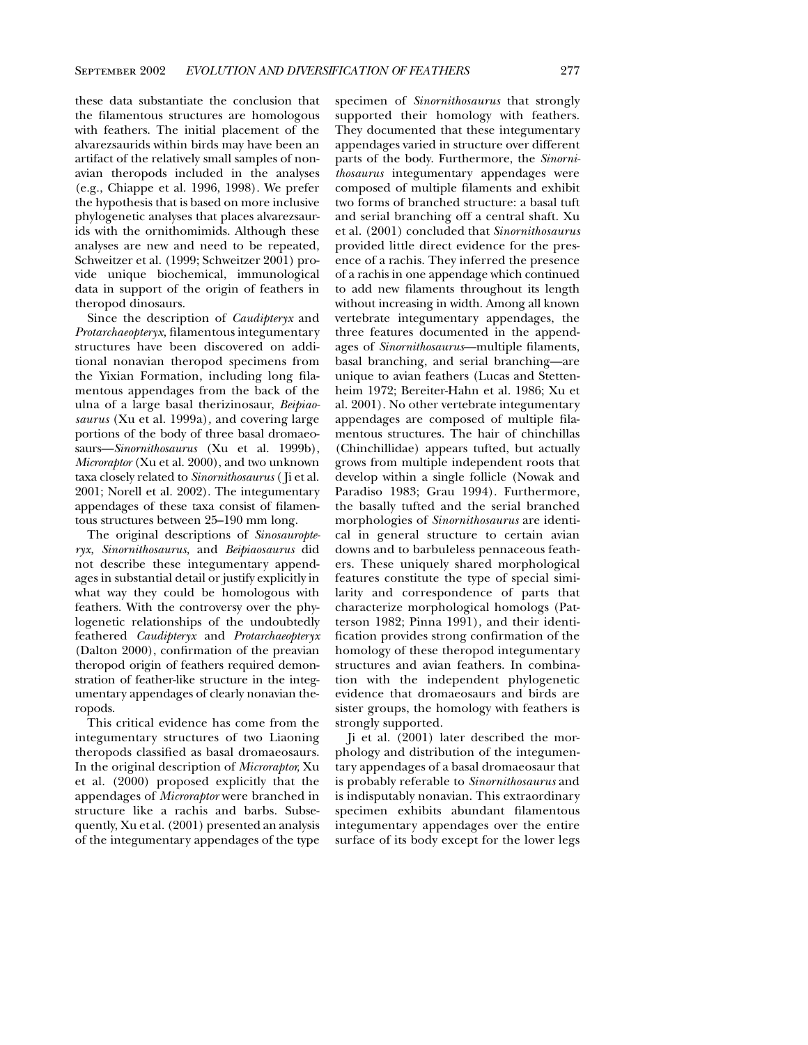these data substantiate the conclusion that the filamentous structures are homologous with feathers. The initial placement of the alvarezsaurids within birds may have been an artifact of the relatively small samples of non-avian theropods included in the analyses (e.g., Chiappe et al. 1996, 1998). We prefer the hypothesis that is based on more inclusive phylogenetic analyses that places alvarezsaurids with the ornithomimids. Although these analyses are new and need to be repeated, Schweitzer et al. (1999; Schweitzer 2001) provide unique biochemical, immunological data in support of the origin of feathers in theropod dinosaurs.

Since the description of *Caudipteryx* and *Protarchaeopteryx,* filamentous integumentary structures have been discovered on additional nonavian theropod specimens from the Yixian Formation, including long filamentous appendages from the back of the ulna of a large basal therizinosaur, *Beipiaosaurus* (Xu et al. 1999a), and covering large portions of the body of three basal dromaeosaurs—*Sinornithosaurus* (Xu et al. 1999b), *Microraptor* (Xu et al. 2000), and two unknown taxa closely related to *Sinornithosaurus* (Ji et al. 2001; Norell et al. 2002). The integumentary appendages of these taxa consist of filamentous structures between 25–190 mm long.

The original descriptions of *Sinosauropteryx, Sinornithosaurus,* and *Beipiaosaurus* did not describe these integumentary appendages in substantial detail or justify explicitly in what way they could be homologous with feathers. With the controversy over the phylogenetic relationships of the undoubtedly feathered *Caudipteryx* and *Protarchaeopteryx* (Dalton 2000), confirmation of the preavian theropod origin of feathers required demonstration of feather-like structure in the integumentary appendages of clearly nonavian theropods.

This critical evidence has come from the integumentary structures of two Liaoning theropods classified as basal dromaeosaurs. In the original description of *Microraptor,* Xu et al. (2000) proposed explicitly that the appendages of *Microraptor* were branched in structure like a rachis and barbs. Subsequently, Xu et al. (2001) presented an analysis of the integumentary appendages of the type specimen of *Sinornithosaurus* that strongly supported their homology with feathers. They documented that these integumentary appendages varied in structure over different parts of the body. Furthermore, the *Sinornithosaurus* integumentary appendages were composed of multiple filaments and exhibit two forms of branched structure: a basal tuft and serial branching off a central shaft. Xu et al. (2001) concluded that *Sinornithosaurus* provided little direct evidence for the presence of a rachis. They inferred the presence of a rachis in one appendage which continued to add new filaments throughout its length without increasing in width. Among all known vertebrate integumentary appendages, the three features documented in the appendages of *Sinornithosaurus*—multiple filaments, basal branching, and serial branching—are unique to avian feathers (Lucas and Stettenheim 1972; Bereiter-Hahn et al. 1986; Xu et al. 2001). No other vertebrate integumentary appendages are composed of multiple filamentous structures. The hair of chinchillas (Chinchillidae) appears tufted, but actually grows from multiple independent roots that develop within a single follicle (Nowak and Paradiso 1983; Grau 1994). Furthermore, the basally tufted and the serial branched morphologies of *Sinornithosaurus* are identical in general structure to certain avian downs and to barbuleless pennaceous feathers. These uniquely shared morphological features constitute the type of special similarity and correspondence of parts that characterize morphological homologs (Patterson 1982; Pinna 1991), and their identification provides strong confirmation of the homology of these theropod integumentary structures and avian feathers. In combination with the independent phylogenetic evidence that dromaeosaurs and birds are sister groups, the homology with feathers is strongly supported.

Ji et al. (2001) later described the morphology and distribution of the integumentary appendages of a basal dromaeosaur that is probably referable to *Sinornithosaurus* and is indisputably nonavian. This extraordinary specimen exhibits abundant filamentous integumentary appendages over the entire surface of its body except for the lower legs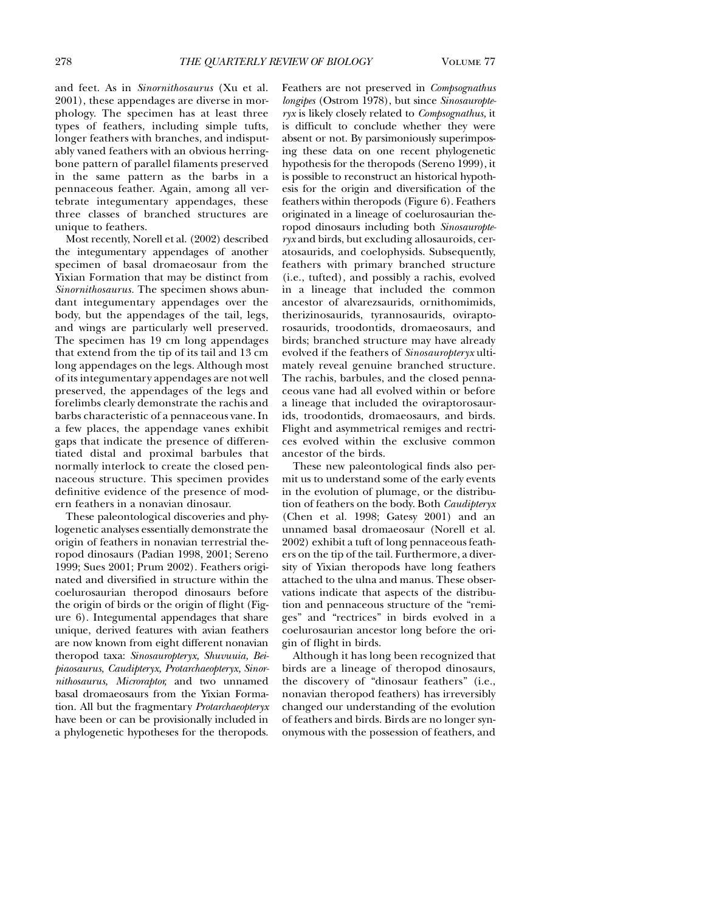and feet. As in *Sinornithosaurus* (Xu et al. 2001), these appendages are diverse in morphology. The specimen has at least three types of feathers, including simple tufts, longer feathers with branches, and indisputably vaned feathers with an obvious herringbone pattern of parallel filaments preserved in the same pattern as the barbs in a pennaceous feather. Again, among all vertebrate integumentary appendages, these three classes of branched structures are unique to feathers.

Most recently, Norell et al. (2002) described the integumentary appendages of another specimen of basal dromaeosaur from the Yixian Formation that may be distinct from *Sinornithosaurus*. The specimen shows abundant integumentary appendages over the body, but the appendages of the tail, legs, and wings are particularly well preserved. The specimen has 19 cm long appendages that extend from the tip of its tail and 13 cm long appendages on the legs. Although most of its integumentary appendages are not well preserved, the appendages of the legs and forelimbs clearly demonstrate the rachis and barbs characteristic of a pennaceous vane. In a few places, the appendage vanes exhibit gaps that indicate the presence of differentiated distal and proximal barbules that normally interlock to create the closed pennaceous structure. This specimen provides definitive evidence of the presence of modern feathers in a nonavian dinosaur.

These paleontological discoveries and phylogenetic analyses essentially demonstrate the origin of feathers in nonavian terrestrial theropod dinosaurs (Padian 1998, 2001; Sereno 1999; Sues 2001; Prum 2002). Feathers originated and diversified in structure within the coelurosaurian theropod dinosaurs before the origin of birds or the origin of flight (Figure 6). Integumental appendages that share unique, derived features with avian feathers are now known from eight different nonavian theropod taxa: *Sinosauropteryx, Shuvuuia, Beipiaosaurus, Caudipteryx, Protarchaeopteryx, Sinornithosaurus, Microraptor,* and two unnamed basal dromaeosaurs from the Yixian Formation. All but the fragmentary *Protarchaeopteryx* have been or can be provisionally included in a phylogenetic hypotheses for the theropods. Feathers are not preserved in *Compsognathus longipes* (Ostrom 1978), but since *Sinosauropteryx* is likely closely related to *Compsognathus,* it is difficult to conclude whether they were absent or not. By parsimoniously superimposing these data on one recent phylogenetic hypothesis for the theropods (Sereno 1999), it is possible to reconstruct an historical hypothesis for the origin and diversification of the feathers within theropods (Figure 6). Feathers originated in a lineage of coelurosaurian theropod dinosaurs including both *Sinosauropteryx* and birds, but excluding allosauroids, ceratosaurids, and coelophysids. Subsequently, feathers with primary branched structure (i.e., tufted), and possibly a rachis, evolved in a lineage that included the common ancestor of alvarezsaurids, ornithomimids, therizinosaurids, tyrannosaurids, oviraptorosaurids, troodontids, dromaeosaurs, and birds; branched structure may have already evolved if the feathers of *Sinosauropteryx* ultimately reveal genuine branched structure. The rachis, barbules, and the closed pennaceous vane had all evolved within or before a lineage that included the oviraptorosaurids, troodontids, dromaeosaurs, and birds. Flight and asymmetrical remiges and rectrices evolved within the exclusive common ancestor of the birds.

These new paleontological finds also permit us to understand some of the early events in the evolution of plumage, or the distribution of feathers on the body. Both *Caudipteryx* (Chen et al. 1998; Gatesy 2001) and an unnamed basal dromaeosaur (Norell et al. 2002) exhibit a tuft of long pennaceous feathers on the tip of the tail. Furthermore, a diversity of Yixian theropods have long feathers attached to the ulna and manus. These observations indicate that aspects of the distribution and pennaceous structure of the "remiges" and "rectrices" in birds evolved in a coelurosaurian ancestor long before the origin of flight in birds.

Although it has long been recognized that birds are a lineage of theropod dinosaurs, the discovery of "dinosaur feathers" (i.e., nonavian theropod feathers) has irreversibly changed our understanding of the evolution of feathers and birds. Birds are no longer synonymous with the possession of feathers, and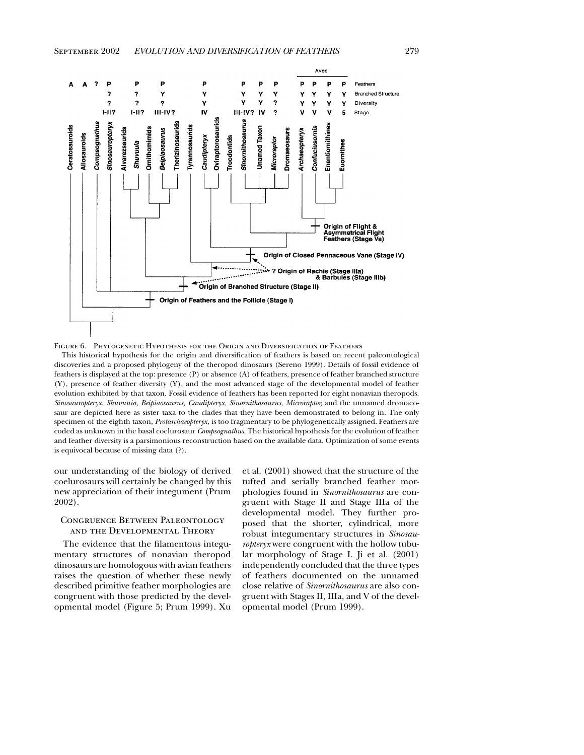Figure 6. Phylogenetic Hypothesis for the Origin and Diversification of Feathers

This historical hypothesis for the origin and diversification of feathers is based on recent paleontological discoveries and a proposed phylogeny of the theropod dinosaurs (Sereno 1999). Details of fossil evidence of feathers is displayed at the top: presence (P) or absence (A) of feathers, presence of feather branched structure (Y), presence of feather diversity (Y), and the most advanced stage of the developmental model of feather evolution exhibited by that taxon. Fossil evidence of feathers has been reported for eight nonavian theropods. *Sinosauropteryx, Shuvuuia, Beipiaosaurus, Caudipteryx, Sinornithosaurus, Microraptor,* and the unnamed dromaeosaur are depicted here as sister taxa to the clades that they have been demonstrated to belong in. The only specimen of the eighth taxon, *Protarchaeopteryx,* is too fragmentary to be phylogenetically assigned. Feathers are coded as unknown in the basal coelurosaur *Compsognathus.* The historical hypothesis for the evolution of feather and feather diversity is a parsimonious reconstruction based on the available data. Optimization of some events is equivocal because of missing data (?).

our understanding of the biology of derived coelurosaurs will certainly be changed by this new appreciation of their integument (Prum 2002).

## Congruence Between Paleontology and the Developmental Theory

The evidence that the filamentous integumentary structures of nonavian theropod dinosaurs are homologous with avian feathers raises the question of whether these newly described primitive feather morphologies are congruent with those predicted by the developmental model (Figure 5; Prum 1999). Xu et al. (2001) showed that the structure of the tufted and serially branched feather morphologies found in *Sinornithosaurus* are congruent with Stage II and Stage IIIa of the developmental model. They further proposed that the shorter, cylindrical, more robust integumentary structures in *Sinosauropteryx* were congruent with the hollow tubular morphology of Stage I. Ji et al. (2001) independently concluded that the three types of feathers documented on the unnamed close relative of *Sinornithosaurus* are also congruent with Stages II, IIIa, and V of the developmental model (Prum 1999).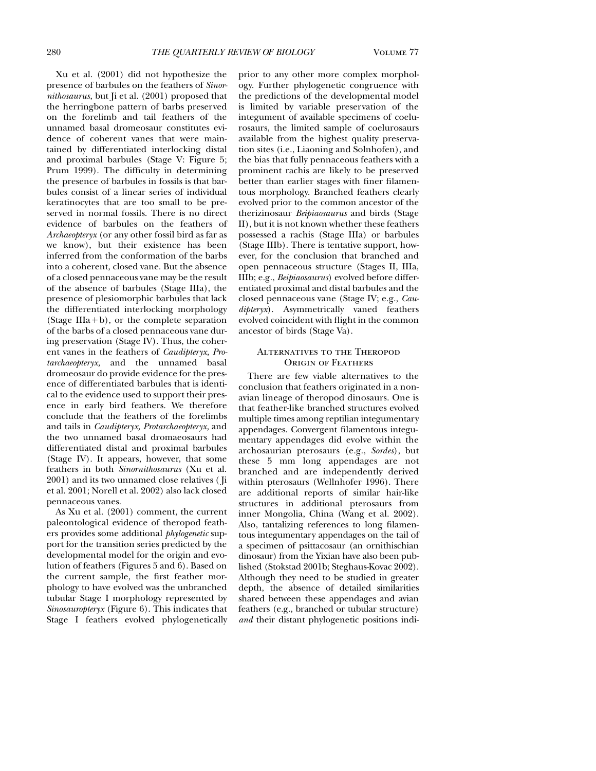Xu et al. (2001) did not hypothesize the presence of barbules on the feathers of *Sinornithosaurus,* but Ji et al. (2001) proposed that the herringbone pattern of barbs preserved on the forelimb and tail feathers of the unnamed basal dromeosaur constitutes evidence of coherent vanes that were maintained by differentiated interlocking distal and proximal barbules (Stage V: Figure 5; Prum 1999). The difficulty in determining the presence of barbules in fossils is that barbules consist of a linear series of individual keratinocytes that are too small to be preserved in normal fossils. There is no direct evidence of barbules on the feathers of *Archaeopteryx* (or any other fossil bird as far as we know), but their existence has been inferred from the conformation of the barbs into a coherent, closed vane. But the absence of a closed pennaceous vane may be the result of the absence of barbules (Stage IIIa), the presence of plesiomorphic barbules that lack the differentiated interlocking morphology (Stage IIIa + b), or the complete separation of the barbs of a closed pennaceous vane during preservation (Stage IV). Thus, the coherent vanes in the feathers of *Caudipteryx, Protarchaeopteryx,* and the unnamed basal dromeosaur do provide evidence for the presence of differentiated barbules that is identical to the evidence used to support their presence in early bird feathers. We therefore conclude that the feathers of the forelimbs and tails in *Caudipteryx, Protarchaeopteryx,* and the two unnamed basal dromaeosaurs had differentiated distal and proximal barbules (Stage IV). It appears, however, that some feathers in both *Sinornithosaurus* (Xu et al. 2001) and its two unnamed close relatives (Ji et al. 2001; Norell et al. 2002) also lack closed pennaceous vanes.

As Xu et al. (2001) comment, the current paleontological evidence of theropod feathers provides some additional *phylogenetic* support for the transition series predicted by the developmental model for the origin and evolution of feathers (Figures 5 and 6). Based on the current sample, the first feather morphology to have evolved was the unbranched tubular Stage I morphology represented by *Sinosauropteryx* (Figure 6). This indicates that Stage I feathers evolved phylogenetically prior to any other more complex morphology. Further phylogenetic congruence with the predictions of the developmental model is limited by variable preservation of the integument of available specimens of coelurosaurs, the limited sample of coelurosaurs available from the highest quality preservation sites (i.e., Liaoning and Solnhofen), and the bias that fully pennaceous feathers with a prominent rachis are likely to be preserved better than earlier stages with finer filamentous morphology. Branched feathers clearly evolved prior to the common ancestor of the therizinosaur *Beipiaosaurus* and birds (Stage II), but it is not known whether these feathers possessed a rachis (Stage IIIa) or barbules (Stage IIIb). There is tentative support, however, for the conclusion that branched and open pennaceous structure (Stages II, IIIa, IIIb; e.g., *Beipiaosaurus*) evolved before differentiated proximal and distal barbules and the closed pennaceous vane (Stage IV; e.g., *Caudipteryx*). Asymmetrically vaned feathers evolved coincident with flight in the common ancestor of birds (Stage Va).

## Alternatives to the Theropod Origin of Feathers

There are few viable alternatives to the conclusion that feathers originated in a nonavian lineage of theropod dinosaurs. One is that feather-like branched structures evolved multiple times among reptilian integumentary appendages. Convergent filamentous integumentary appendages did evolve within the archosaurian pterosaurs (e.g., *Sordes*), but these 5 mm long appendages are not branched and are independently derived within pterosaurs (Wellnhofer 1996). There are additional reports of similar hair-like structures in additional pterosaurs from inner Mongolia, China (Wang et al. 2002). Also, tantalizing references to long filamentous integumentary appendages on the tail of a specimen of psittacosaur (an ornithischian dinosaur) from the Yixian have also been published (Stokstad 2001b; Steghaus-Kovac 2002). Although they need to be studied in greater depth, the absence of detailed similarities shared between these appendages and avian feathers (e.g., branched or tubular structure) *and* their distant phylogenetic positions indi-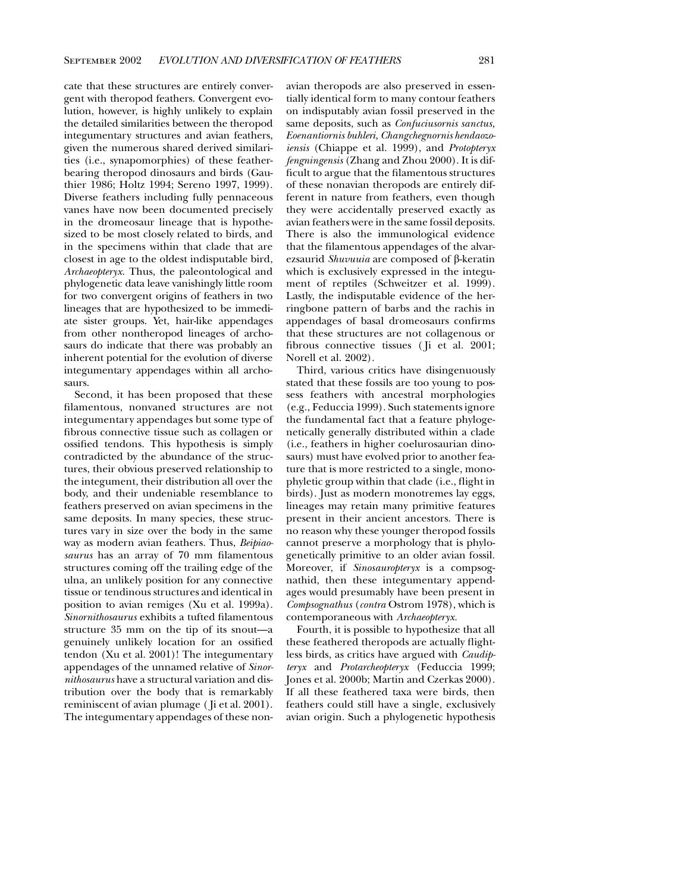cate that these structures are entirely convergent with theropod feathers. Convergent evolution, however, is highly unlikely to explain the detailed similarities between the theropod integumentary structures and avian feathers, given the numerous shared derived similarities (i.e., synapomorphies) of these feather-bearing theropod dinosaurs and birds (Gauthier 1986; Holtz 1994; Sereno 1997, 1999). Diverse feathers including fully pennaceous vanes have now been documented precisely in the dromeosaur lineage that is hypothesized to be most closely related to birds, and in the specimens within that clade that are closest in age to the oldest indisputable bird, *Archaeopteryx*. Thus, the paleontological and phylogenetic data leave vanishingly little room for two convergent origins of feathers in two lineages that are hypothesized to be immediate sister groups. Yet, hair-like appendages from other nontheropod lineages of archosaurs do indicate that there was probably an inherent potential for the evolution of diverse integumentary appendages within all archosaurs.

Second, it has been proposed that these filamentous, nonvaned structures are not integumentary appendages but some type of fibrous connective tissue such as collagen or ossified tendons. This hypothesis is simply contradicted by the abundance of the structures, their obvious preserved relationship to the integument, their distribution all over the body, and their undeniable resemblance to feathers preserved on avian specimens in the same deposits. In many species, these structures vary in size over the body in the same way as modern avian feathers. Thus, *Beipiaosaurus* has an array of 70 mm filamentous structures coming off the trailing edge of the ulna, an unlikely position for any connective tissue or tendinous structures and identical in position to avian remiges (Xu et al. 1999a). *Sinornithosaurus* exhibits a tufted filamentous structure 35 mm on the tip of its snout—a genuinely unlikely location for an ossified tendon (Xu et al. 2001)! The integumentary appendages of the unnamed relative of *Sinornithosaurus* have a structural variation and distribution over the body that is remarkably reminiscent of avian plumage (Ji et al. 2001). The integumentary appendages of these nonavian theropods are also preserved in essentially identical form to many contour feathers on indisputably avian fossil preserved in the same deposits, such as *Confuciusornis sanctus, Eoenantiornis buhleri, Changchegnornis hendaozoiensis* (Chiappe et al. 1999), and *Protopteryx fengningensis* (Zhang and Zhou 2000). It is difficult to argue that the filamentous structures of these nonavian theropods are entirely different in nature from feathers, even though they were accidentally preserved exactly as avian feathers were in the same fossil deposits. There is also the immunological evidence that the filamentous appendages of the alvarezsaurid *Shuvuuia* are composed of β-keratin which is exclusively expressed in the integument of reptiles (Schweitzer et al. 1999). Lastly, the indisputable evidence of the herringbone pattern of barbs and the rachis in appendages of basal dromeosaurs confirms that these structures are not collagenous or fibrous connective tissues (Ji et al. 2001; Norell et al. 2002).

Third, various critics have disingenuously stated that these fossils are too young to possess feathers with ancestral morphologies (e.g., Feduccia 1999). Such statements ignore the fundamental fact that a feature phylogenetically generally distributed within a clade (i.e., feathers in higher coelurosaurian dinosaurs) must have evolved prior to another feature that is more restricted to a single, monophyletic group within that clade (i.e., flight in birds). Just as modern monotremes lay eggs, lineages may retain many primitive features present in their ancient ancestors. There is no reason why these younger theropod fossils cannot preserve a morphology that is phylogenetically primitive to an older avian fossil. Moreover, if *Sinosauropteryx* is a compsognathid, then these integumentary appendages would presumably have been present in *Compsognathus* (*contra* Ostrom 1978), which is contemporaneous with *Archaeopteryx*.

Fourth, it is possible to hypothesize that all these feathered theropods are actually flightless birds, as critics have argued with *Caudipteryx* and *Protarcheopteryx* (Feduccia 1999; Jones et al. 2000b; Martin and Czerkas 2000). If all these feathered taxa were birds, then feathers could still have a single, exclusively avian origin. Such a phylogenetic hypothesis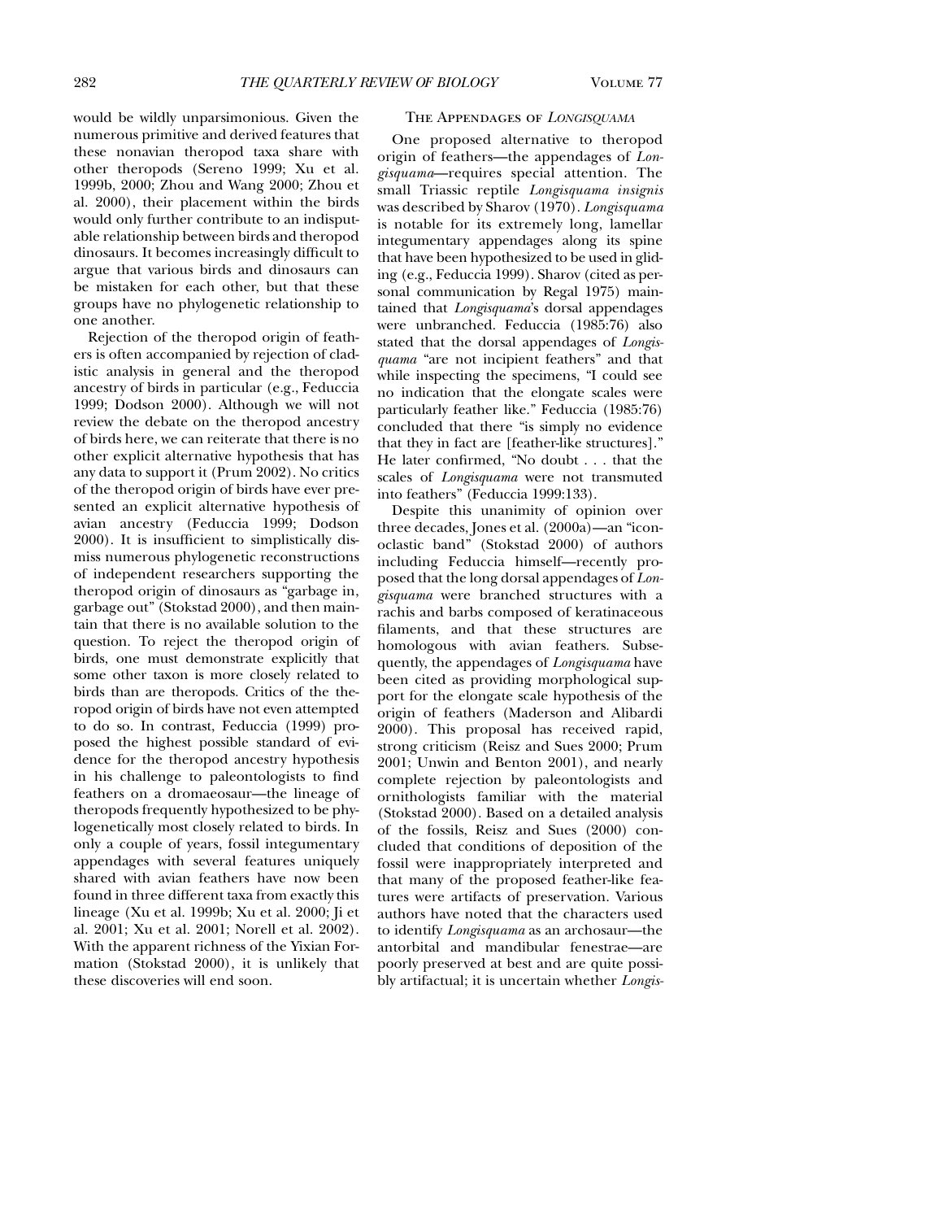would be wildly unparsimonious. Given the numerous primitive and derived features that these nonavian theropod taxa share with other theropods (Sereno 1999; Xu et al. 1999b, 2000; Zhou and Wang 2000; Zhou et al. 2000), their placement within the birds would only further contribute to an indisputable relationship between birds and theropod dinosaurs. It becomes increasingly difficult to argue that various birds and dinosaurs can be mistaken for each other, but that these groups have no phylogenetic relationship to one another.

Rejection of the theropod origin of feathers is often accompanied by rejection of cladistic analysis in general and the theropod ancestry of birds in particular (e.g., Feduccia 1999; Dodson 2000). Although we will not review the debate on the theropod ancestry of birds here, we can reiterate that there is no other explicit alternative hypothesis that has any data to support it (Prum 2002). No critics of the theropod origin of birds have ever presented an explicit alternative hypothesis of avian ancestry (Feduccia 1999; Dodson 2000). It is insufficient to simplistically dismiss numerous phylogenetic reconstructions of independent researchers supporting the theropod origin of dinosaurs as "garbage in, garbage out" (Stokstad 2000), and then maintain that there is no available solution to the question. To reject the theropod origin of birds, one must demonstrate explicitly that some other taxon is more closely related to birds than are theropods. Critics of the theropod origin of birds have not even attempted to do so. In contrast, Feduccia (1999) proposed the highest possible standard of evidence for the theropod ancestry hypothesis in his challenge to paleontologists to find feathers on a dromaeosaur—the lineage of theropods frequently hypothesized to be phylogenetically most closely related to birds. In only a couple of years, fossil integumentary appendages with several features uniquely shared with avian feathers have now been found in three different taxa from exactly this lineage (Xu et al. 1999b; Xu et al. 2000; Ji et al. 2001; Xu et al. 2001; Norell et al. 2002). With the apparent richness of the Yixian Formation (Stokstad 2000), it is unlikely that these discoveries will end soon.

## The Appendages of *Longisquama*

One proposed alternative to theropod origin of feathers—the appendages of *Longisquama*—requires special attention. The small Triassic reptile *Longisquama insignis* was described by Sharov (1970). *Longisquama* is notable for its extremely long, lamellar integumentary appendages along its spine that have been hypothesized to be used in gliding (e.g., Feduccia 1999). Sharov (cited as personal communication by Regal 1975) maintained that *Longisquama*'s dorsal appendages were unbranched. Feduccia (1985:76) also stated that the dorsal appendages of *Longisquama* "are not incipient feathers" and that while inspecting the specimens, "I could see no indication that the elongate scales were particularly feather like." Feduccia (1985:76) concluded that there "is simply no evidence that they in fact are [feather-like structures]." He later confirmed, "No doubt . . . that the scales of *Longisquama* were not transmuted into feathers" (Feduccia 1999:133).

Despite this unanimity of opinion over three decades, Jones et al. (2000a)—an "iconoclastic band" (Stokstad 2000) of authors including Feduccia himself—recently proposed that the long dorsal appendages of *Longisquama* were branched structures with a rachis and barbs composed of keratinaceous filaments, and that these structures are homologous with avian feathers. Subsequently, the appendages of *Longisquama* have been cited as providing morphological support for the elongate scale hypothesis of the origin of feathers (Maderson and Alibardi 2000). This proposal has received rapid, strong criticism (Reisz and Sues 2000; Prum 2001; Unwin and Benton 2001), and nearly complete rejection by paleontologists and ornithologists familiar with the material (Stokstad 2000). Based on a detailed analysis of the fossils, Reisz and Sues (2000) concluded that conditions of deposition of the fossil were inappropriately interpreted and that many of the proposed feather-like features were artifacts of preservation. Various authors have noted that the characters used to identify *Longisquama* as an archosaur—the antorbital and mandibular fenestrae—are poorly preserved at best and are quite possibly artifactual; it is uncertain whether *Longis-*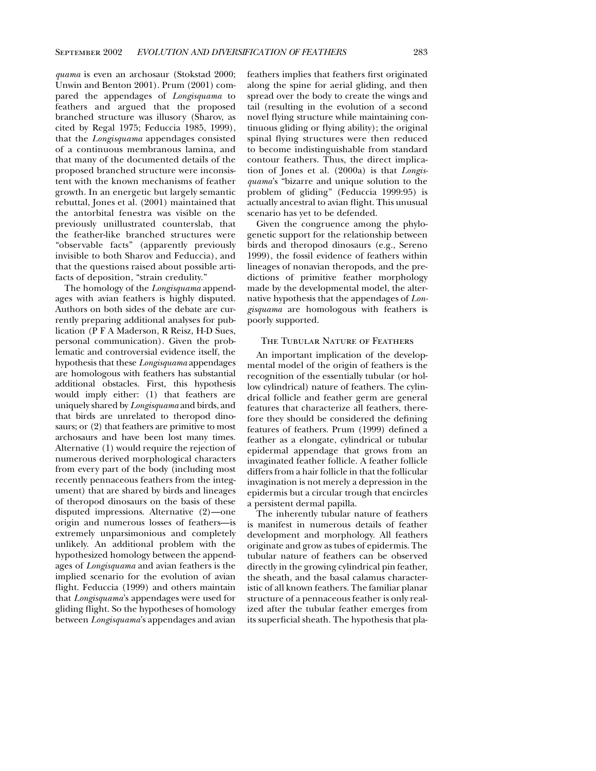*quama* is even an archosaur (Stokstad 2000; Unwin and Benton 2001). Prum (2001) compared the appendages of *Longisquama* to feathers and argued that the proposed branched structure was illusory (Sharov, as cited by Regal 1975; Feduccia 1985, 1999), that the *Longisquama* appendages consisted of a continuous membranous lamina, and that many of the documented details of the proposed branched structure were inconsistent with the known mechanisms of feather growth. In an energetic but largely semantic rebuttal, Jones et al. (2001) maintained that the antorbital fenestra was visible on the previously unillustrated counterslab, that the feather-like branched structures were "observable facts" (apparently previously invisible to both Sharov and Feduccia), and that the questions raised about possible artifacts of deposition, "strain credulity."

The homology of the *Longisquama* appendages with avian feathers is highly disputed. Authors on both sides of the debate are currently preparing additional analyses for publication (P F A Maderson, R Reisz, H-D Sues, personal communication). Given the problematic and controversial evidence itself, the hypothesis that these *Longisquama* appendages are homologous with feathers has substantial additional obstacles. First, this hypothesis would imply either: (1) that feathers are uniquely shared by *Longisquama* and birds, and that birds are unrelated to theropod dinosaurs; or (2) that feathers are primitive to most archosaurs and have been lost many times. Alternative (1) would require the rejection of numerous derived morphological characters from every part of the body (including most recently pennaceous feathers from the integument) that are shared by birds and lineages of theropod dinosaurs on the basis of these disputed impressions. Alternative (2)—one origin and numerous losses of feathers—is extremely unparsimonious and completely unlikely. An additional problem with the hypothesized homology between the appendages of *Longisquama* and avian feathers is the implied scenario for the evolution of avian flight. Feduccia (1999) and others maintain that *Longisquama*'s appendages were used for gliding flight. So the hypotheses of homology between *Longisquama*'s appendages and avian feathers implies that feathers first originated along the spine for aerial gliding, and then spread over the body to create the wings and tail (resulting in the evolution of a second novel flying structure while maintaining continuous gliding or flying ability); the original spinal flying structures were then reduced to become indistinguishable from standard contour feathers. Thus, the direct implication of Jones et al. (2000a) is that *Longisquama*'s "bizarre and unique solution to the problem of gliding" (Feduccia 1999:95) is actually ancestral to avian flight. This unusual scenario has yet to be defended.

Given the congruence among the phylogenetic support for the relationship between birds and theropod dinosaurs (e.g., Sereno 1999), the fossil evidence of feathers within lineages of nonavian theropods, and the predictions of primitive feather morphology made by the developmental model, the alternative hypothesis that the appendages of *Longisquama* are homologous with feathers is poorly supported.

## The Tubular Nature of Feathers

An important implication of the developmental model of the origin of feathers is the recognition of the essentially tubular (or hollow cylindrical) nature of feathers. The cylindrical follicle and feather germ are general features that characterize all feathers, therefore they should be considered the defining features of feathers. Prum (1999) defined a feather as a elongate, cylindrical or tubular epidermal appendage that grows from an invaginated feather follicle. A feather follicle differs from a hair follicle in that the follicular invagination is not merely a depression in the epidermis but a circular trough that encircles a persistent dermal papilla.

The inherently tubular nature of feathers is manifest in numerous details of feather development and morphology. All feathers originate and grow as tubes of epidermis. The tubular nature of feathers can be observed directly in the growing cylindrical pin feather, the sheath, and the basal calamus characteristic of all known feathers. The familiar planar structure of a pennaceous feather is only realized after the tubular feather emerges from its superficial sheath. The hypothesis that pla-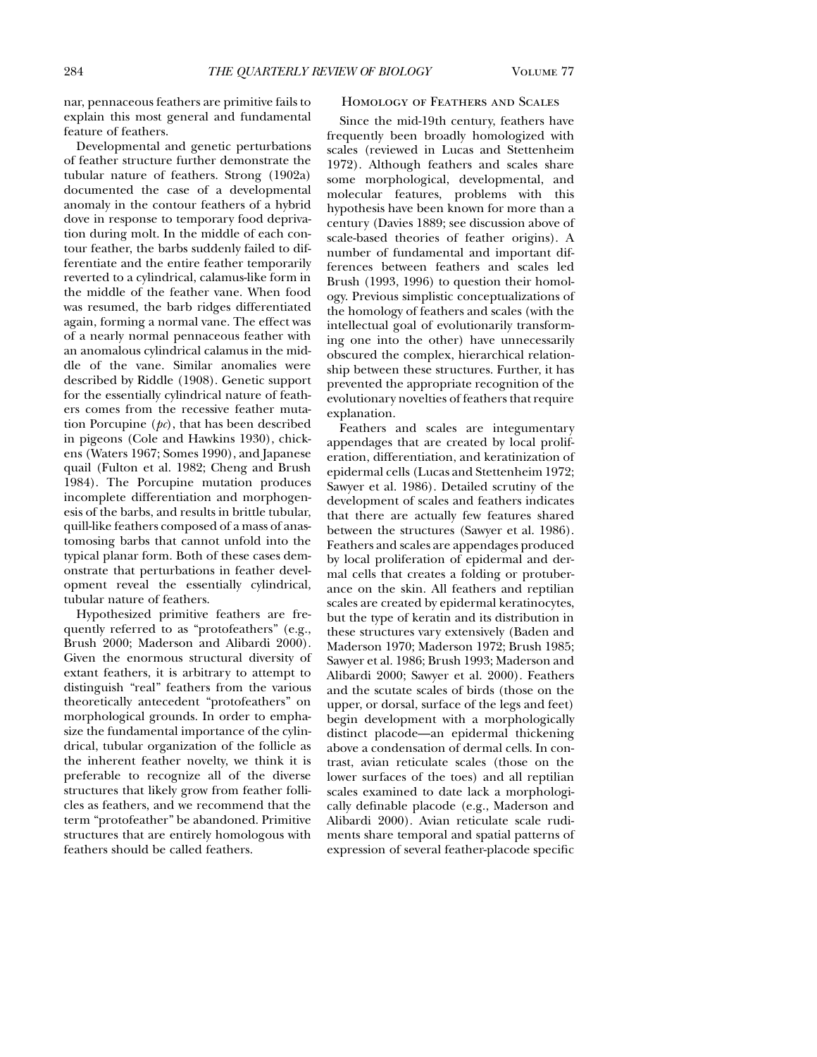nar, pennaceous feathers are primitive fails to explain this most general and fundamental feature of feathers.

Developmental and genetic perturbations of feather structure further demonstrate the tubular nature of feathers. Strong (1902a) documented the case of a developmental anomaly in the contour feathers of a hybrid dove in response to temporary food deprivation during molt. In the middle of each contour feather, the barbs suddenly failed to differentiate and the entire feather temporarily reverted to a cylindrical, calamus-like form in the middle of the feather vane. When food was resumed, the barb ridges differentiated again, forming a normal vane. The effect was of a nearly normal pennaceous feather with an anomalous cylindrical calamus in the middle of the vane. Similar anomalies were described by Riddle (1908). Genetic support for the essentially cylindrical nature of feathers comes from the recessive feather mutation Porcupine (*pc*), that has been described in pigeons (Cole and Hawkins 1930), chickens (Waters 1967; Somes 1990), and Japanese quail (Fulton et al. 1982; Cheng and Brush 1984). The Porcupine mutation produces incomplete differentiation and morphogenesis of the barbs, and results in brittle tubular, quill-like feathers composed of a mass of anastomosing barbs that cannot unfold into the typical planar form. Both of these cases demonstrate that perturbations in feather development reveal the essentially cylindrical, tubular nature of feathers.

Hypothesized primitive feathers are frequently referred to as "protofeathers" (e.g., Brush 2000; Maderson and Alibardi 2000). Given the enormous structural diversity of extant feathers, it is arbitrary to attempt to distinguish "real" feathers from the various theoretically antecedent "protofeathers" on morphological grounds. In order to emphasize the fundamental importance of the cylindrical, tubular organization of the follicle as the inherent feather novelty, we think it is preferable to recognize all of the diverse structures that likely grow from feather follicles as feathers, and we recommend that the term "protofeather" be abandoned. Primitive structures that are entirely homologous with feathers should be called feathers.

## Homology of Feathers and Scales

Since the mid-19th century, feathers have frequently been broadly homologized with scales (reviewed in Lucas and Stettenheim 1972). Although feathers and scales share some morphological, developmental, and molecular features, problems with this hypothesis have been known for more than a century (Davies 1889; see discussion above of scale-based theories of feather origins). A number of fundamental and important differences between feathers and scales led Brush (1993, 1996) to question their homology. Previous simplistic conceptualizations of the homology of feathers and scales (with the intellectual goal of evolutionarily transforming one into the other) have unnecessarily obscured the complex, hierarchical relationship between these structures. Further, it has prevented the appropriate recognition of the evolutionary novelties of feathers that require explanation.

Feathers and scales are integumentary appendages that are created by local proliferation, differentiation, and keratinization of epidermal cells (Lucas and Stettenheim 1972; Sawyer et al. 1986). Detailed scrutiny of the development of scales and feathers indicates that there are actually few features shared between the structures (Sawyer et al. 1986). Feathers and scales are appendages produced by local proliferation of epidermal and dermal cells that creates a folding or protuberance on the skin. All feathers and reptilian scales are created by epidermal keratinocytes, but the type of keratin and its distribution in these structures vary extensively (Baden and Maderson 1970; Maderson 1972; Brush 1985; Sawyer et al. 1986; Brush 1993; Maderson and Alibardi 2000; Sawyer et al. 2000). Feathers and the scutate scales of birds (those on the upper, or dorsal, surface of the legs and feet) begin development with a morphologically distinct placode—an epidermal thickening above a condensation of dermal cells. In contrast, avian reticulate scales (those on the lower surfaces of the toes) and all reptilian scales examined to date lack a morphologically definable placode (e.g., Maderson and Alibardi 2000). Avian reticulate scale rudiments share temporal and spatial patterns of expression of several feather-placode specific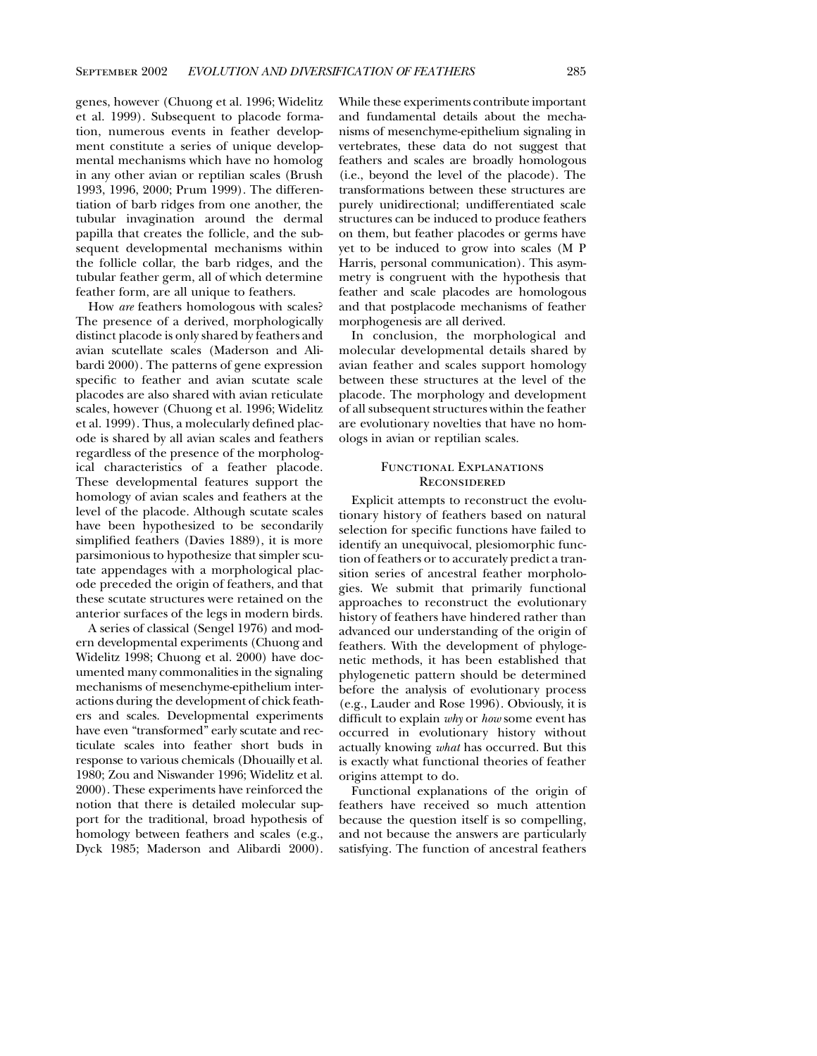genes, however (Chuong et al. 1996; Widelitz et al. 1999). Subsequent to placode formation, numerous events in feather development constitute a series of unique developmental mechanisms which have no homolog in any other avian or reptilian scales (Brush 1993, 1996, 2000; Prum 1999). The differentiation of barb ridges from one another, the tubular invagination around the dermal papilla that creates the follicle, and the subsequent developmental mechanisms within the follicle collar, the barb ridges, and the tubular feather germ, all of which determine feather form, are all unique to feathers.

How *are* feathers homologous with scales? The presence of a derived, morphologically distinct placode is only shared by feathers and avian scutellate scales (Maderson and Alibardi 2000). The patterns of gene expression specific to feather and avian scutate scale placodes are also shared with avian reticulate scales, however (Chuong et al. 1996; Widelitz et al. 1999). Thus, a molecularly defined placode is shared by all avian scales and feathers regardless of the presence of the morphological characteristics of a feather placode. These developmental features support the homology of avian scales and feathers at the level of the placode. Although scutate scales have been hypothesized to be secondarily simplified feathers (Davies 1889), it is more parsimonious to hypothesize that simpler scutate appendages with a morphological placode preceded the origin of feathers, and that these scutate structures were retained on the anterior surfaces of the legs in modern birds.

A series of classical (Sengel 1976) and modern developmental experiments (Chuong and Widelitz 1998; Chuong et al. 2000) have documented many commonalities in the signaling mechanisms of mesenchyme-epithelium interactions during the development of chick feathers and scales. Developmental experiments have even "transformed" early scutate and recticulate scales into feather short buds in response to various chemicals (Dhouailly et al. 1980; Zou and Niswander 1996; Widelitz et al. 2000). These experiments have reinforced the notion that there is detailed molecular support for the traditional, broad hypothesis of homology between feathers and scales (e.g., Dyck 1985; Maderson and Alibardi 2000). While these experiments contribute important and fundamental details about the mechanisms of mesenchyme-epithelium signaling in vertebrates, these data do not suggest that feathers and scales are broadly homologous (i.e., beyond the level of the placode). The transformations between these structures are purely unidirectional; undifferentiated scale structures can be induced to produce feathers on them, but feather placodes or germs have yet to be induced to grow into scales (M P Harris, personal communication). This asymmetry is congruent with the hypothesis that feather and scale placodes are homologous and that postplacode mechanisms of feather morphogenesis are all derived.

In conclusion, the morphological and molecular developmental details shared by avian feather and scales support homology between these structures at the level of the placode. The morphology and development of all subsequent structures within the feather are evolutionary novelties that have no homologs in avian or reptilian scales.

## Functional Explanations Reconsidered

Explicit attempts to reconstruct the evolutionary history of feathers based on natural selection for specific functions have failed to identify an unequivocal, plesiomorphic function of feathers or to accurately predict a transition series of ancestral feather morphologies. We submit that primarily functional approaches to reconstruct the evolutionary history of feathers have hindered rather than advanced our understanding of the origin of feathers. With the development of phylogenetic methods, it has been established that phylogenetic pattern should be determined before the analysis of evolutionary process (e.g., Lauder and Rose 1996). Obviously, it is difficult to explain *why* or *how* some event has occurred in evolutionary history without actually knowing *what* has occurred. But this is exactly what functional theories of feather origins attempt to do.

Functional explanations of the origin of feathers have received so much attention because the question itself is so compelling, and not because the answers are particularly satisfying. The function of ancestral feathers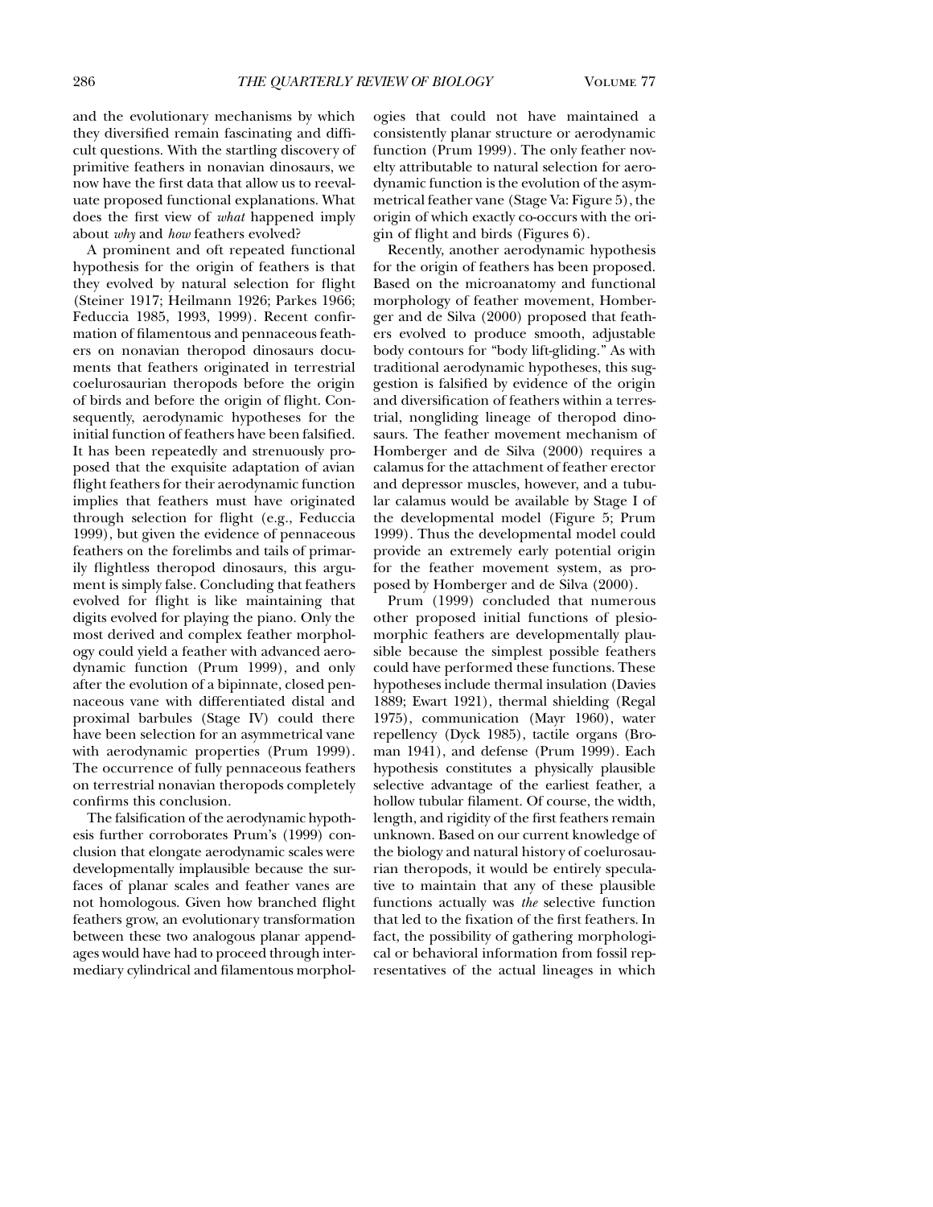and the evolutionary mechanisms by which they diversified remain fascinating and difficult questions. With the startling discovery of primitive feathers in nonavian dinosaurs, we now have the first data that allow us to reevaluate proposed functional explanations. What does the first view of *what* happened imply about *why* and *how* feathers evolved?

A prominent and oft repeated functional hypothesis for the origin of feathers is that they evolved by natural selection for flight (Steiner 1917; Heilmann 1926; Parkes 1966; Feduccia 1985, 1993, 1999). Recent confirmation of filamentous and pennaceous feathers on nonavian theropod dinosaurs documents that feathers originated in terrestrial coelurosaurian theropods before the origin of birds and before the origin of flight. Consequently, aerodynamic hypotheses for the initial function of feathers have been falsified. It has been repeatedly and strenuously proposed that the exquisite adaptation of avian flight feathers for their aerodynamic function implies that feathers must have originated through selection for flight (e.g., Feduccia 1999), but given the evidence of pennaceous feathers on the forelimbs and tails of primarily flightless theropod dinosaurs, this argument is simply false. Concluding that feathers evolved for flight is like maintaining that digits evolved for playing the piano. Only the most derived and complex feather morphology could yield a feather with advanced aerodynamic function (Prum 1999), and only after the evolution of a bipinnate, closed pennaceous vane with differentiated distal and proximal barbules (Stage IV) could there have been selection for an asymmetrical vane with aerodynamic properties (Prum 1999). The occurrence of fully pennaceous feathers on terrestrial nonavian theropods completely confirms this conclusion.

The falsification of the aerodynamic hypothesis further corroborates Prum's (1999) conclusion that elongate aerodynamic scales were developmentally implausible because the surfaces of planar scales and feather vanes are not homologous. Given how branched flight feathers grow, an evolutionary transformation between these two analogous planar appendages would have had to proceed through intermediary cylindrical and filamentous morphologies that could not have maintained a consistently planar structure or aerodynamic function (Prum 1999). The only feather novelty attributable to natural selection for aerodynamic function is the evolution of the asymmetrical feather vane (Stage Va: Figure 5), the origin of which exactly co-occurs with the origin of flight and birds (Figures 6).

Recently, another aerodynamic hypothesis for the origin of feathers has been proposed. Based on the microanatomy and functional morphology of feather movement, Homberger and de Silva (2000) proposed that feathers evolved to produce smooth, adjustable body contours for "body lift-gliding." As with traditional aerodynamic hypotheses, this suggestion is falsified by evidence of the origin and diversification of feathers within a terrestrial, nongliding lineage of theropod dinosaurs. The feather movement mechanism of Homberger and de Silva (2000) requires a calamus for the attachment of feather erector and depressor muscles, however, and a tubular calamus would be available by Stage I of the developmental model (Figure 5; Prum 1999). Thus the developmental model could provide an extremely early potential origin for the feather movement system, as proposed by Homberger and de Silva (2000).

Prum (1999) concluded that numerous other proposed initial functions of plesiomorphic feathers are developmentally plausible because the simplest possible feathers could have performed these functions. These hypotheses include thermal insulation (Davies 1889; Ewart 1921), thermal shielding (Regal 1975), communication (Mayr 1960), water repellency (Dyck 1985), tactile organs (Broman 1941), and defense (Prum 1999). Each hypothesis constitutes a physically plausible selective advantage of the earliest feather, a hollow tubular filament. Of course, the width, length, and rigidity of the first feathers remain unknown. Based on our current knowledge of the biology and natural history of coelurosaurian theropods, it would be entirely speculative to maintain that any of these plausible functions actually was *the* selective function that led to the fixation of the first feathers. In fact, the possibility of gathering morphological or behavioral information from fossil representatives of the actual lineages in which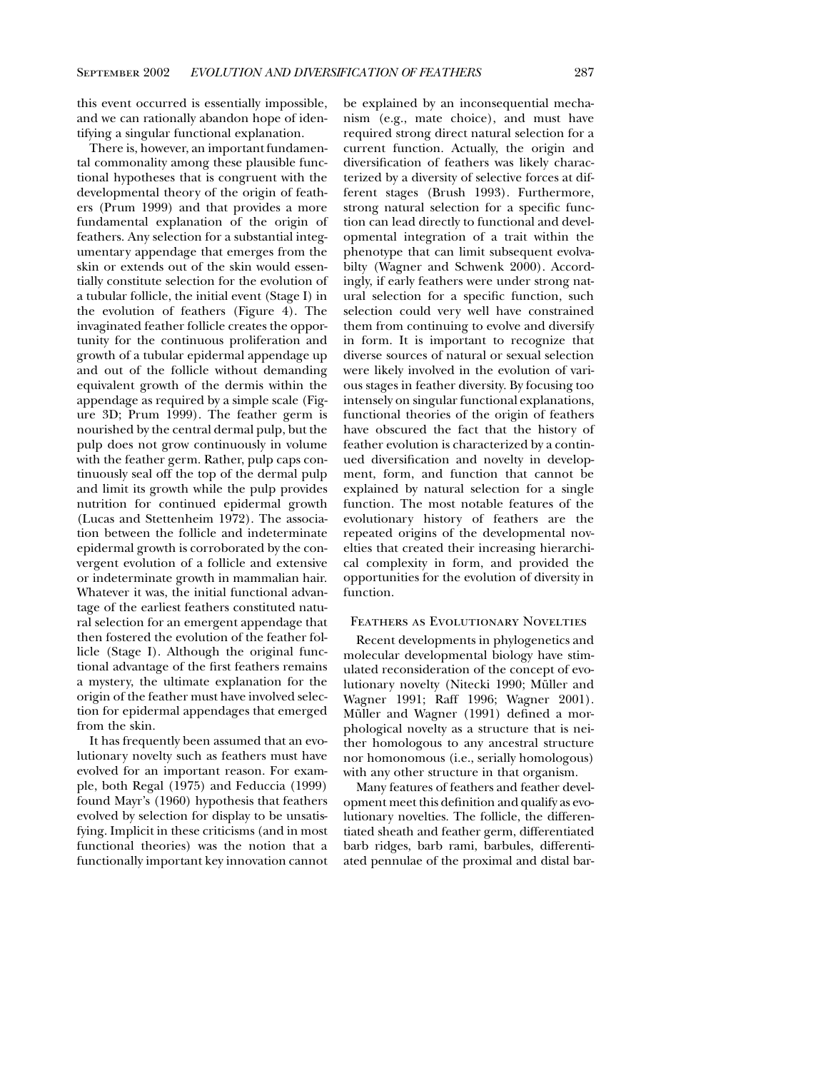this event occurred is essentially impossible, and we can rationally abandon hope of identifying a singular functional explanation.

There is, however, an important fundamental commonality among these plausible functional hypotheses that is congruent with the developmental theory of the origin of feathers (Prum 1999) and that provides a more fundamental explanation of the origin of feathers. Any selection for a substantial integumentary appendage that emerges from the skin or extends out of the skin would essentially constitute selection for the evolution of a tubular follicle, the initial event (Stage I) in the evolution of feathers (Figure 4). The invaginated feather follicle creates the opportunity for the continuous proliferation and growth of a tubular epidermal appendage up and out of the follicle without demanding equivalent growth of the dermis within the appendage as required by a simple scale (Figure 3D; Prum 1999). The feather germ is nourished by the central dermal pulp, but the pulp does not grow continuously in volume with the feather germ. Rather, pulp caps continuously seal off the top of the dermal pulp and limit its growth while the pulp provides nutrition for continued epidermal growth (Lucas and Stettenheim 1972). The association between the follicle and indeterminate epidermal growth is corroborated by the convergent evolution of a follicle and extensive or indeterminate growth in mammalian hair. Whatever it was, the initial functional advantage of the earliest feathers constituted natural selection for an emergent appendage that then fostered the evolution of the feather follicle (Stage I). Although the original functional advantage of the first feathers remains a mystery, the ultimate explanation for the origin of the feather must have involved selection for epidermal appendages that emerged from the skin.

It has frequently been assumed that an evolutionary novelty such as feathers must have evolved for an important reason. For example, both Regal (1975) and Feduccia (1999) found Mayr's (1960) hypothesis that feathers evolved by selection for display to be unsatisfying. Implicit in these criticisms (and in most functional theories) was the notion that a functionally important key innovation cannot be explained by an inconsequential mechanism (e.g., mate choice), and must have required strong direct natural selection for a current function. Actually, the origin and diversification of feathers was likely characterized by a diversity of selective forces at different stages (Brush 1993). Furthermore, strong natural selection for a specific function can lead directly to functional and developmental integration of a trait within the phenotype that can limit subsequent evolvabilty (Wagner and Schwenk 2000). Accordingly, if early feathers were under strong natural selection for a specific function, such selection could very well have constrained them from continuing to evolve and diversify in form. It is important to recognize that diverse sources of natural or sexual selection were likely involved in the evolution of various stages in feather diversity. By focusing too intensely on singular functional explanations, functional theories of the origin of feathers have obscured the fact that the history of feather evolution is characterized by a continued diversification and novelty in development, form, and function that cannot be explained by natural selection for a single function. The most notable features of the evolutionary history of feathers are the repeated origins of the developmental novelties that created their increasing hierarchical complexity in form, and provided the opportunities for the evolution of diversity in function.

## Feathers as Evolutionary Novelties

Recent developments in phylogenetics and molecular developmental biology have stimulated reconsideration of the concept of evolutionary novelty (Nitecki 1990; Müller and Wagner 1991; Raff 1996; Wagner 2001). Müller and Wagner (1991) defined a morphological novelty as a structure that is neither homologous to any ancestral structure nor homonomous (i.e., serially homologous) with any other structure in that organism.

Many features of feathers and feather development meet this definition and qualify as evolutionary novelties. The follicle, the differentiated sheath and feather germ, differentiated barb ridges, barb rami, barbules, differentiated pennulae of the proximal and distal bar-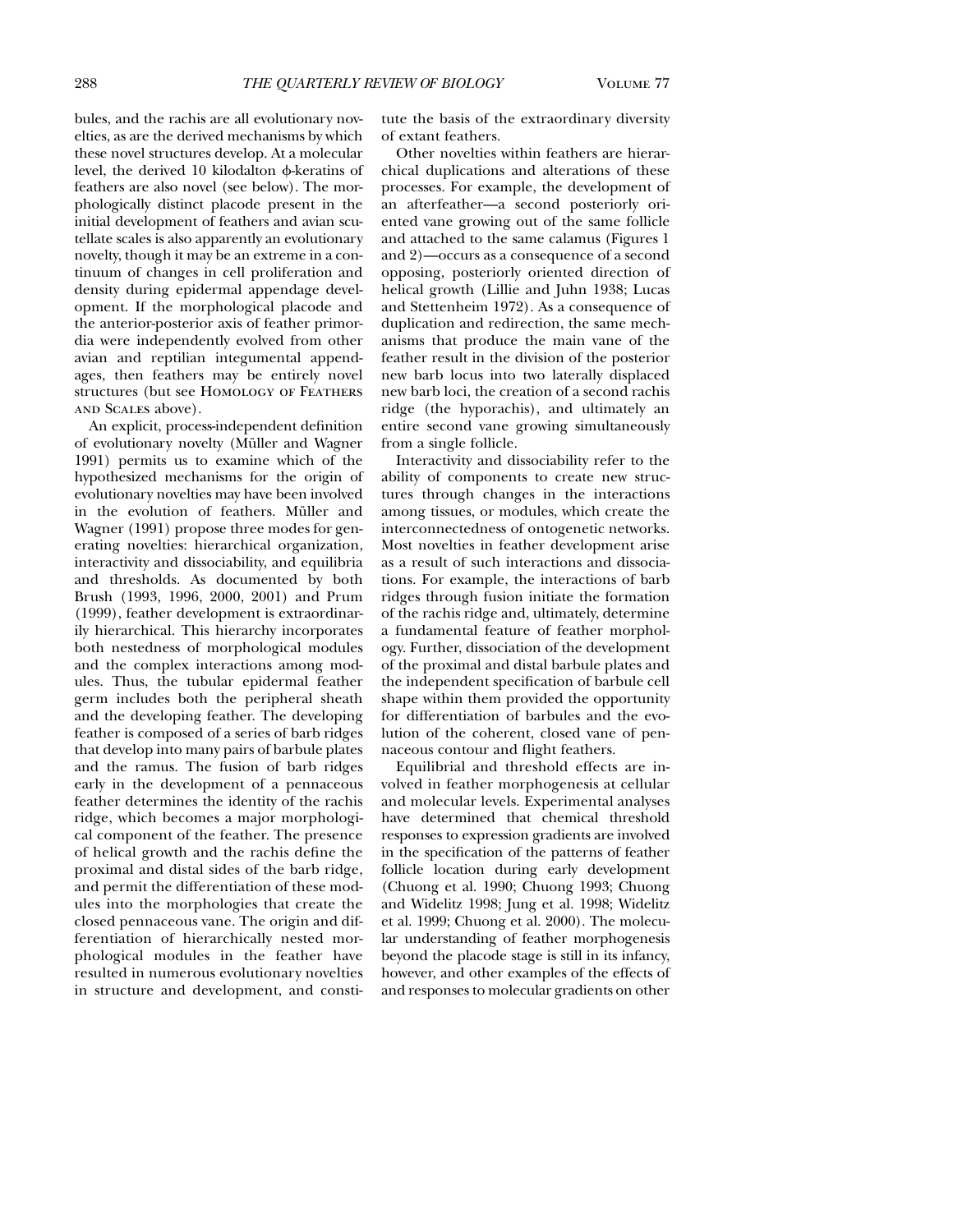bules, and the rachis are all evolutionary novelties, as are the derived mechanisms by which these novel structures develop. At a molecular level, the derived 10 kilodalton $\phi$-keratins of feathers are also novel (see below). The morphologically distinct placode present in the initial development of feathers and avian scutellate scales is also apparently an evolutionary novelty, though it may be an extreme in a continuum of changes in cell proliferation and density during epidermal appendage development. If the morphological placode and the anterior-posterior axis of feather primordia were independently evolved from other avian and reptilian integumental appendages, then feathers may be entirely novel structures (but see Homology of Feathers and Scales above).

An explicit, process-independent definition of evolutionary novelty (Müller and Wagner 1991) permits us to examine which of the hypothesized mechanisms for the origin of evolutionary novelties may have been involved in the evolution of feathers. Müller and Wagner (1991) propose three modes for generating novelties: hierarchical organization, interactivity and dissociability, and equilibria and thresholds. As documented by both Brush (1993, 1996, 2000, 2001) and Prum (1999), feather development is extraordinarily hierarchical. This hierarchy incorporates both nestedness of morphological modules and the complex interactions among modules. Thus, the tubular epidermal feather germ includes both the peripheral sheath and the developing feather. The developing feather is composed of a series of barb ridges that develop into many pairs of barbule plates and the ramus. The fusion of barb ridges early in the development of a pennaceous feather determines the identity of the rachis ridge, which becomes a major morphological component of the feather. The presence of helical growth and the rachis define the proximal and distal sides of the barb ridge, and permit the differentiation of these modules into the morphologies that create the closed pennaceous vane. The origin and differentiation of hierarchically nested morphological modules in the feather have resulted in numerous evolutionary novelties in structure and development, and constitute the basis of the extraordinary diversity of extant feathers.

Other novelties within feathers are hierarchical duplications and alterations of these processes. For example, the development of an afterfeather—a second posteriorly oriented vane growing out of the same follicle and attached to the same calamus (Figures 1 and 2)—occurs as a consequence of a second opposing, posteriorly oriented direction of helical growth (Lillie and Juhn 1938; Lucas and Stettenheim 1972). As a consequence of duplication and redirection, the same mechanisms that produce the main vane of the feather result in the division of the posterior new barb locus into two laterally displaced new barb loci, the creation of a second rachis ridge (the hyporachis), and ultimately an entire second vane growing simultaneously from a single follicle.

Interactivity and dissociability refer to the ability of components to create new structures through changes in the interactions among tissues, or modules, which create the interconnectedness of ontogenetic networks. Most novelties in feather development arise as a result of such interactions and dissociations. For example, the interactions of barb ridges through fusion initiate the formation of the rachis ridge and, ultimately, determine a fundamental feature of feather morphology. Further, dissociation of the development of the proximal and distal barbule plates and the independent specification of barbule cell shape within them provided the opportunity for differentiation of barbules and the evolution of the coherent, closed vane of pennaceous contour and flight feathers.

Equilibrial and threshold effects are involved in feather morphogenesis at cellular and molecular levels. Experimental analyses have determined that chemical threshold responses to expression gradients are involved in the specification of the patterns of feather follicle location during early development (Chuong et al. 1990; Chuong 1993; Chuong and Widelitz 1998; Jung et al. 1998; Widelitz et al. 1999; Chuong et al. 2000). The molecular understanding of feather morphogenesis beyond the placode stage is still in its infancy, however, and other examples of the effects of and responses to molecular gradients on other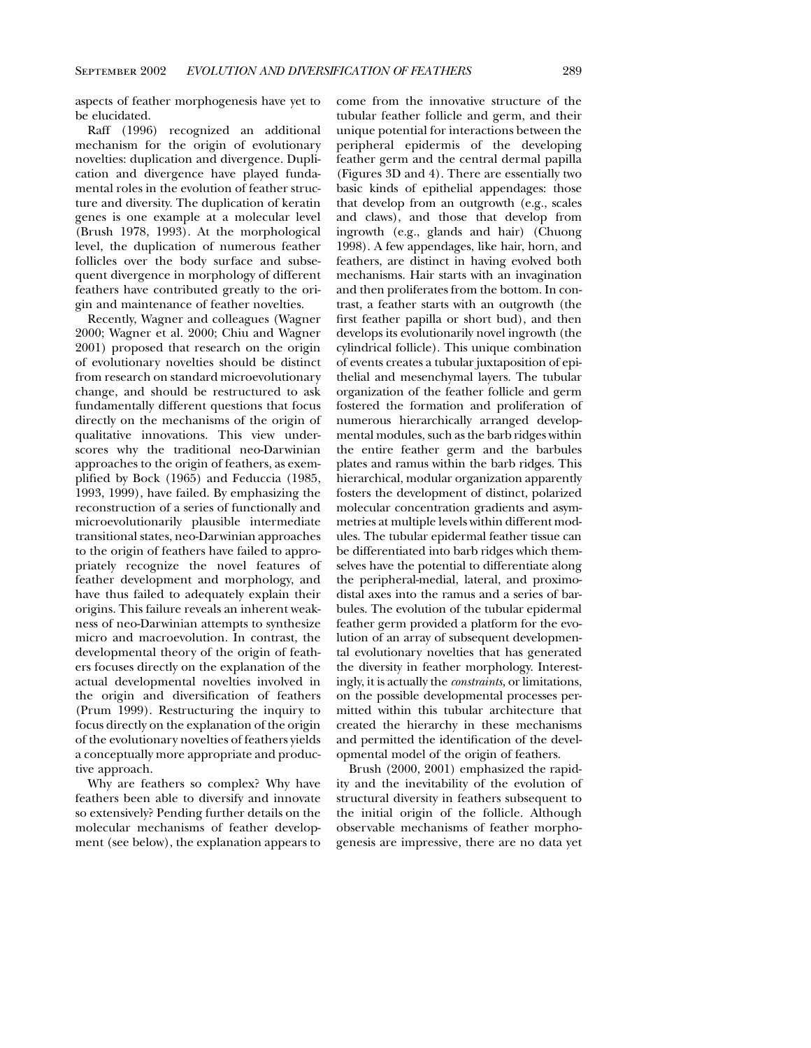aspects of feather morphogenesis have yet to be elucidated.

Raff (1996) recognized an additional mechanism for the origin of evolutionary novelties: duplication and divergence. Duplication and divergence have played fundamental roles in the evolution of feather structure and diversity. The duplication of keratin genes is one example at a molecular level (Brush 1978, 1993). At the morphological level, the duplication of numerous feather follicles over the body surface and subsequent divergence in morphology of different feathers have contributed greatly to the origin and maintenance of feather novelties.

Recently, Wagner and colleagues (Wagner 2000; Wagner et al. 2000; Chiu and Wagner 2001) proposed that research on the origin of evolutionary novelties should be distinct from research on standard microevolutionary change, and should be restructured to ask fundamentally different questions that focus directly on the mechanisms of the origin of qualitative innovations. This view underscores why the traditional neo-Darwinian approaches to the origin of feathers, as exemplified by Bock (1965) and Feduccia (1985, 1993, 1999), have failed. By emphasizing the reconstruction of a series of functionally and microevolutionarily plausible intermediate transitional states, neo-Darwinian approaches to the origin of feathers have failed to appropriately recognize the novel features of feather development and morphology, and have thus failed to adequately explain their origins. This failure reveals an inherent weakness of neo-Darwinian attempts to synthesize micro and macroevolution. In contrast, the developmental theory of the origin of feathers focuses directly on the explanation of the actual developmental novelties involved in the origin and diversification of feathers (Prum 1999). Restructuring the inquiry to focus directly on the explanation of the origin of the evolutionary novelties of feathers yields a conceptually more appropriate and productive approach.

Why are feathers so complex? Why have feathers been able to diversify and innovate so extensively? Pending further details on the molecular mechanisms of feather development (see below), the explanation appears to come from the innovative structure of the tubular feather follicle and germ, and their unique potential for interactions between the peripheral epidermis of the developing feather germ and the central dermal papilla (Figures 3D and 4). There are essentially two basic kinds of epithelial appendages: those that develop from an outgrowth (e.g., scales and claws), and those that develop from ingrowth (e.g., glands and hair) (Chuong 1998). A few appendages, like hair, horn, and feathers, are distinct in having evolved both mechanisms. Hair starts with an invagination and then proliferates from the bottom. In contrast, a feather starts with an outgrowth (the first feather papilla or short bud), and then develops its evolutionarily novel ingrowth (the cylindrical follicle). This unique combination of events creates a tubular juxtaposition of epithelial and mesenchymal layers. The tubular organization of the feather follicle and germ fostered the formation and proliferation of numerous hierarchically arranged developmental modules, such as the barb ridges within the entire feather germ and the barbules plates and ramus within the barb ridges. This hierarchical, modular organization apparently fosters the development of distinct, polarized molecular concentration gradients and asymmetries at multiple levels within different modules. The tubular epidermal feather tissue can be differentiated into barb ridges which themselves have the potential to differentiate along the peripheral-medial, lateral, and proximodistal axes into the ramus and a series of barbules. The evolution of the tubular epidermal feather germ provided a platform for the evolution of an array of subsequent developmental evolutionary novelties that has generated the diversity in feather morphology. Interestingly, it is actually the *constraints,* or limitations, on the possible developmental processes permitted within this tubular architecture that created the hierarchy in these mechanisms and permitted the identification of the developmental model of the origin of feathers.

Brush (2000, 2001) emphasized the rapidity and the inevitability of the evolution of structural diversity in feathers subsequent to the initial origin of the follicle. Although observable mechanisms of feather morphogenesis are impressive, there are no data yet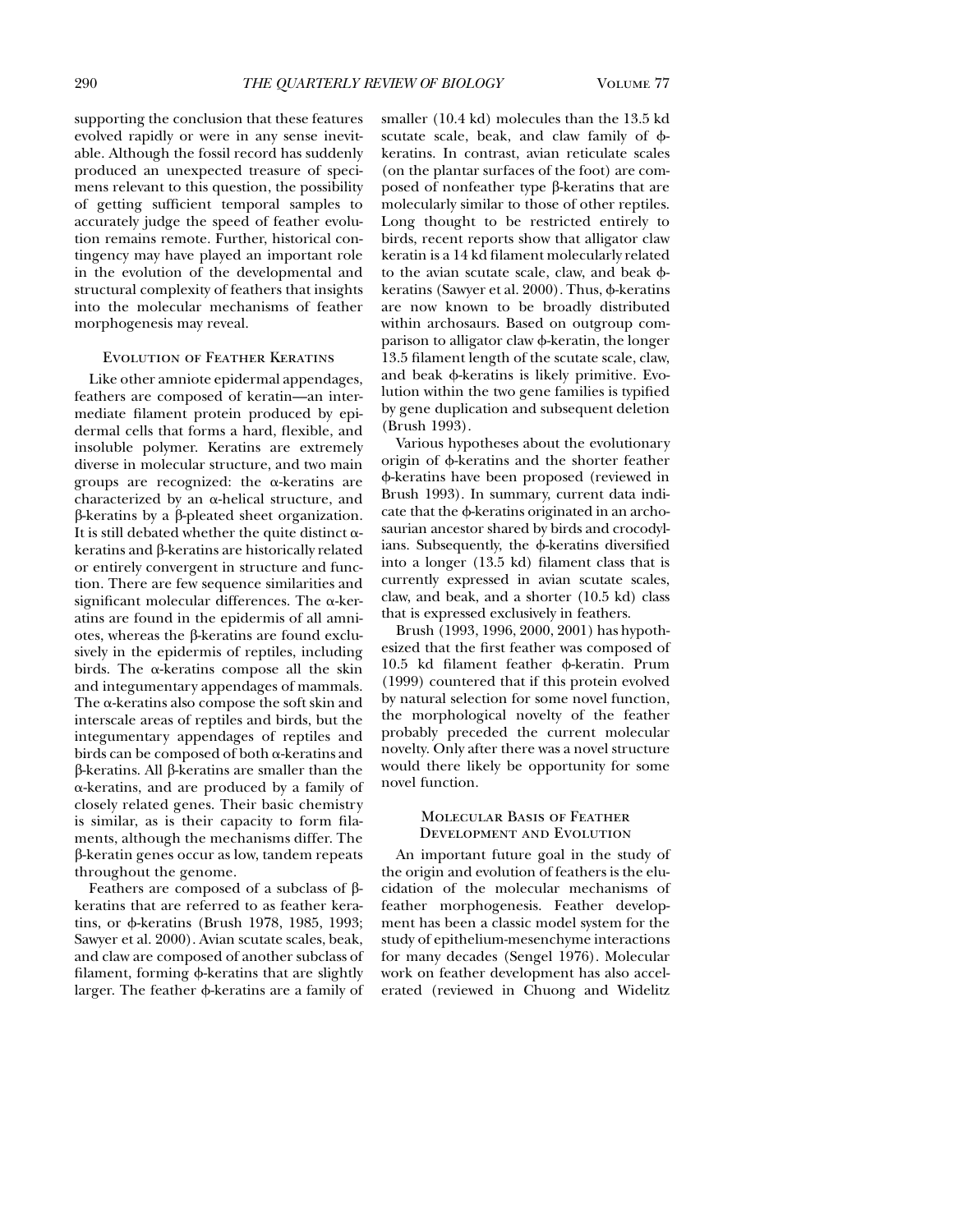supporting the conclusion that these features evolved rapidly or were in any sense inevitable. Although the fossil record has suddenly produced an unexpected treasure of specimens relevant to this question, the possibility of getting sufficient temporal samples to accurately judge the speed of feather evolution remains remote. Further, historical contingency may have played an important role in the evolution of the developmental and structural complexity of feathers that insights into the molecular mechanisms of feather morphogenesis may reveal.

## Evolution of Feather Keratins

Like other amniote epidermal appendages, feathers are composed of keratin—an intermediate filament protein produced by epidermal cells that forms a hard, flexible, and insoluble polymer. Keratins are extremely diverse in molecular structure, and two main groups are recognized: the α-keratins are characterized by an α-helical structure, and β-keratins by a β-pleated sheet organization. It is still debated whether the quite distinct α-keratins and β-keratins are historically related or entirely convergent in structure and function. There are few sequence similarities and significant molecular differences. The α-keratins are found in the epidermis of all amniotes, whereas the β-keratins are found exclusively in the epidermis of reptiles, including birds. The α-keratins compose all the skin and integumentary appendages of mammals. The α-keratins also compose the soft skin and interscale areas of reptiles and birds, but the integumentary appendages of reptiles and birds can be composed of both α-keratins and β-keratins. All β-keratins are smaller than the α-keratins, and are produced by a family of closely related genes. Their basic chemistry is similar, as is their capacity to form filaments, although the mechanisms differ. The β-keratin genes occur as low, tandem repeats throughout the genome.

Feathers are composed of a subclass of β-keratins that are referred to as feather keratins, or ϕ-keratins (Brush 1978, 1985, 1993; Sawyer et al. 2000). Avian scutate scales, beak, and claw are composed of another subclass of filament, forming ϕ-keratins that are slightly larger. The feather ϕ-keratins are a family of smaller (10.4 kd) molecules than the 13.5 kd scutate scale, beak, and claw family of ϕ-keratins. In contrast, avian reticulate scales (on the plantar surfaces of the foot) are composed of nonfeather type β-keratins that are molecularly similar to those of other reptiles. Long thought to be restricted entirely to birds, recent reports show that alligator claw keratin is a 14 kd filament molecularly related to the avian scutate scale, claw, and beak ϕ-keratins (Sawyer et al. 2000). Thus, ϕ-keratins are now known to be broadly distributed within archosaurs. Based on outgroup comparison to alligator claw ϕ-keratin, the longer 13.5 filament length of the scutate scale, claw, and beak ϕ-keratins is likely primitive. Evolution within the two gene families is typified by gene duplication and subsequent deletion (Brush 1993).

Various hypotheses about the evolutionary origin of ϕ-keratins and the shorter feather ϕ-keratins have been proposed (reviewed in Brush 1993). In summary, current data indicate that the ϕ-keratins originated in an archosaurian ancestor shared by birds and crocodylians. Subsequently, the ϕ-keratins diversified into a longer (13.5 kd) filament class that is currently expressed in avian scutate scales, claw, and beak, and a shorter (10.5 kd) class that is expressed exclusively in feathers.

Brush (1993, 1996, 2000, 2001) has hypothesized that the first feather was composed of 10.5 kd filament feather ϕ-keratin. Prum (1999) countered that if this protein evolved by natural selection for some novel function, the morphological novelty of the feather probably preceded the current molecular novelty. Only after there was a novel structure would there likely be opportunity for some novel function.

## Molecular Basis of Feather Development and Evolution

An important future goal in the study of the origin and evolution of feathers is the elucidation of the molecular mechanisms of feather morphogenesis. Feather development has been a classic model system for the study of epithelium-mesenchyme interactions for many decades (Sengel 1976). Molecular work on feather development has also accelerated (reviewed in Chuong and Widelitz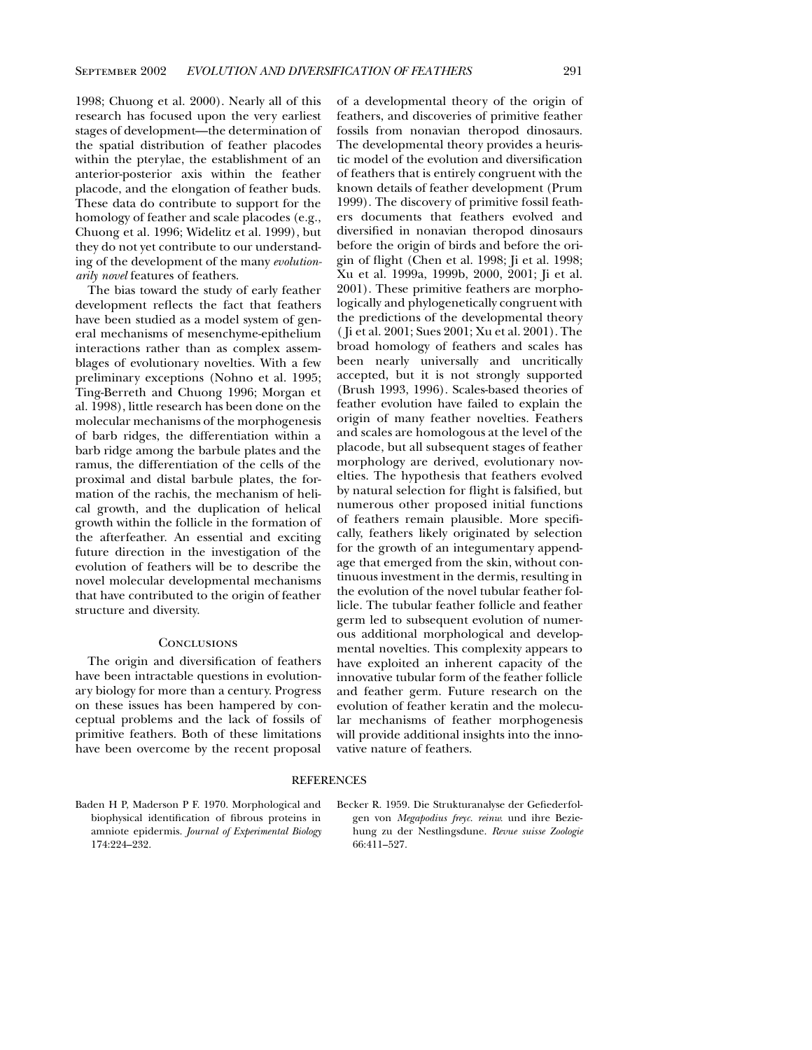1998; Chuong et al. 2000). Nearly all of this research has focused upon the very earliest stages of development—the determination of the spatial distribution of feather placodes within the pterylae, the establishment of an anterior-posterior axis within the feather placode, and the elongation of feather buds. These data do contribute to support for the homology of feather and scale placodes (e.g., Chuong et al. 1996; Widelitz et al. 1999), but they do not yet contribute to our understanding of the development of the many *evolutionarily novel* features of feathers.

The bias toward the study of early feather development reflects the fact that feathers have been studied as a model system of general mechanisms of mesenchyme-epithelium interactions rather than as complex assemblages of evolutionary novelties. With a few preliminary exceptions (Nohno et al. 1995; Ting-Berreth and Chuong 1996; Morgan et al. 1998), little research has been done on the molecular mechanisms of the morphogenesis of barb ridges, the differentiation within a barb ridge among the barbule plates and the ramus, the differentiation of the cells of the proximal and distal barbule plates, the formation of the rachis, the mechanism of helical growth, and the duplication of helical growth within the follicle in the formation of the afterfeather. An essential and exciting future direction in the investigation of the evolution of feathers will be to describe the novel molecular developmental mechanisms that have contributed to the origin of feather structure and diversity.

## Conclusions

The origin and diversification of feathers have been intractable questions in evolutionary biology for more than a century. Progress on these issues has been hampered by conceptual problems and the lack of fossils of primitive feathers. Both of these limitations have been overcome by the recent proposal of a developmental theory of the origin of feathers, and discoveries of primitive feather fossils from nonavian theropod dinosaurs. The developmental theory provides a heuristic model of the evolution and diversification of feathers that is entirely congruent with the known details of feather development (Prum 1999). The discovery of primitive fossil feathers documents that feathers evolved and diversified in nonavian theropod dinosaurs before the origin of birds and before the origin of flight (Chen et al. 1998; Ji et al. 1998; Xu et al. 1999a, 1999b, 2000, 2001; Ji et al. 2001). These primitive feathers are morphologically and phylogenetically congruent with the predictions of the developmental theory (Ji et al. 2001; Sues 2001; Xu et al. 2001). The broad homology of feathers and scales has been nearly universally and uncritically accepted, but it is not strongly supported (Brush 1993, 1996). Scales-based theories of feather evolution have failed to explain the origin of many feather novelties. Feathers and scales are homologous at the level of the placode, but all subsequent stages of feather morphology are derived, evolutionary novelties. The hypothesis that feathers evolved by natural selection for flight is falsified, but numerous other proposed initial functions of feathers remain plausible. More specifically, feathers likely originated by selection for the growth of an integumentary appendage that emerged from the skin, without continuous investment in the dermis, resulting in the evolution of the novel tubular feather follicle. The tubular feather follicle and feather germ led to subsequent evolution of numerous additional morphological and developmental novelties. This complexity appears to have exploited an inherent capacity of the innovative tubular form of the feather follicle and feather germ. Future research on the evolution of feather keratin and the molecular mechanisms of feather morphogenesis will provide additional insights into the innovative nature of feathers.

## REFERENCES

Baden H P, Maderson P F. 1970. Morphological and biophysical identification of fibrous proteins in amniote epidermis. *Journal of Experimental Biology* 174:224–232.

Becker R. 1959. Die Strukturanalyse der Gefiederfolgen von *Megapodius freyc. reinw.* und ihre Beziehung zu der Nestlingsdune. *Revue suisse Zoologie* 66:411–527.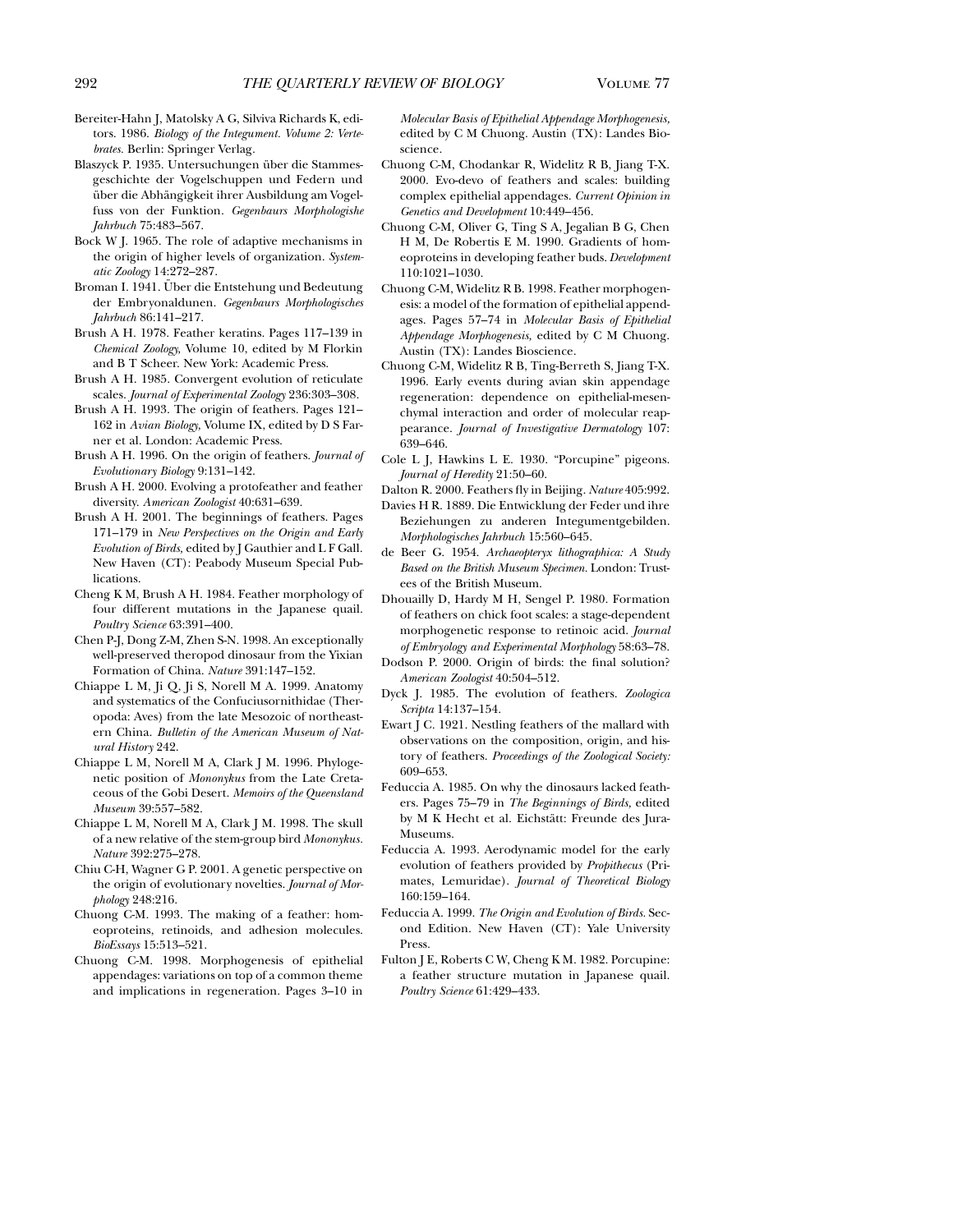Bereiter-Hahn J, Matolsky A G, Silviva Richards K, editors. 1986. *Biology of the Integument. Volume 2: Vertebrates*. Berlin: Springer Verlag.

Blaszyck P. 1935. Untersuchungen über die Stammesgeschichte der Vogelschuppen und Federn und über die Abhängigkeit ihrer Ausbildung am Vogelfuss von der Funktion. *Gegenbaurs Morphologishe Jahrbuch* 75:483–567.

Bock W J. 1965. The role of adaptive mechanisms in the origin of higher levels of organization. *Systematic Zoology* 14:272–287.

Broman I. 1941. Über die Entstehung und Bedeutung der Embryonaldunen. *Gegenbaurs Morphologisches Jahrbuch* 86:141–217.

Brush A H. 1978. Feather keratins. Pages 117–139 in *Chemical Zoology*, Volume 10, edited by M Florkin and B T Scheer. New York: Academic Press.

Brush A H. 1985. Convergent evolution of reticulate scales. *Journal of Experimental Zoology* 236:303–308.

Brush A H. 1993. The origin of feathers. Pages 121–162 in *Avian Biology*, Volume IX, edited by D S Farner et al. London: Academic Press.

Brush A H. 1996. On the origin of feathers. *Journal of Evolutionary Biology* 9:131–142.

Brush A H. 2000. Evolving a protofeather and feather diversity. *American Zoologist* 40:631–639.

Brush A H. 2001. The beginnings of feathers. Pages 171–179 in *New Perspectives on the Origin and Early Evolution of Birds*, edited by J Gauthier and L F Gall. New Haven (CT): Peabody Museum Special Publications.

Cheng K M, Brush A H. 1984. Feather morphology of four different mutations in the Japanese quail. *Poultry Science* 63:391–400.

Chen P-J, Dong Z-M, Zhen S-N. 1998. An exceptionally well-preserved theropod dinosaur from the Yixian Formation of China. *Nature* 391:147–152.

Chiappe L M, Ji Q, Ji S, Norell M A. 1999. Anatomy and systematics of the Confuciusornithidae (Theropoda: Aves) from the late Mesozoic of northeastern China. *Bulletin of the American Museum of Natural History* 242.

Chiappe L M, Norell M A, Clark J M. 1996. Phylogenetic position of *Mononykus* from the Late Cretaceous of the Gobi Desert. *Memoirs of the Queensland Museum* 39:557–582.

Chiappe L M, Norell M A, Clark J M. 1998. The skull of a new relative of the stem-group bird *Mononykus*. *Nature* 392:275–278.

Chiu C-H, Wagner G P. 2001. A genetic perspective on the origin of evolutionary novelties. *Journal of Morphology* 248:216.

Chuong C-M. 1993. The making of a feather: homeoproteins, retinoids, and adhesion molecules. *BioEssays* 15:513–521.

Chuong C-M. 1998. Morphogenesis of epithelial appendages: variations on top of a common theme and implications in regeneration. Pages 3–10 in *Molecular Basis of Epithelial Appendage Morphogenesis*, edited by C M Chuong. Austin (TX): Landes Bioscience.

Chuong C-M, Chodankar R, Widelitz R B, Jiang T-X. 2000. Evo-devo of feathers and scales: building complex epithelial appendages. *Current Opinion in Genetics and Development* 10:449–456.

Chuong C-M, Oliver G, Ting S A, Jegalian B G, Chen H M, De Robertis E M. 1990. Gradients of homeoproteins in developing feather buds. *Development* 110:1021–1030.

Chuong C-M, Widelitz R B. 1998. Feather morphogenesis: a model of the formation of epithelial appendages. Pages 57–74 in *Molecular Basis of Epithelial Appendage Morphogenesis*, edited by C M Chuong. Austin (TX): Landes Bioscience.

Chuong C-M, Widelitz R B, Ting-Berreth S, Jiang T-X. 1996. Early events during avian skin appendage regeneration: dependence on epithelial-mesenchymal interaction and order of molecular reappearance. *Journal of Investigative Dermatology* 107: 639–646.

Cole L J, Hawkins L E. 1930. "Porcupine" pigeons. *Journal of Heredity* 21:50–60.

Dalton R. 2000. Feathers fly in Beijing. *Nature* 405:992.

Davies H R. 1889. Die Entwicklung der Feder und ihre Beziehungen zu anderen Integumentgebilden. *Morphologisches Jahrbuch* 15:560–645.

de Beer G. 1954. *Archaeopteryx lithographica: A Study Based on the British Museum Specimen*. London: Trustees of the British Museum.

Dhouailly D, Hardy M H, Sengel P. 1980. Formation of feathers on chick foot scales: a stage-dependent morphogenetic response to retinoic acid. *Journal of Embryology and Experimental Morphology* 58:63–78.

Dodson P. 2000. Origin of birds: the final solution? *American Zoologist* 40:504–512.

Dyck J. 1985. The evolution of feathers. *Zoologica Scripta* 14:137–154.

Ewart J C. 1921. Nestling feathers of the mallard with observations on the composition, origin, and history of feathers. *Proceedings of the Zoological Society:* 609–653.

Feduccia A. 1985. On why the dinosaurs lacked feathers. Pages 75–79 in *The Beginnings of Birds*, edited by M K Hecht et al. Eichstätt: Freunde des Jura-Museums.

Feduccia A. 1993. Aerodynamic model for the early evolution of feathers provided by *Propithecus* (Primates, Lemuridae). *Journal of Theoretical Biology* 160:159–164.

Feduccia A. 1999. *The Origin and Evolution of Birds*. Second Edition. New Haven (CT): Yale University Press.

Fulton J E, Roberts C W, Cheng K M. 1982. Porcupine: a feather structure mutation in Japanese quail. *Poultry Science* 61:429–433.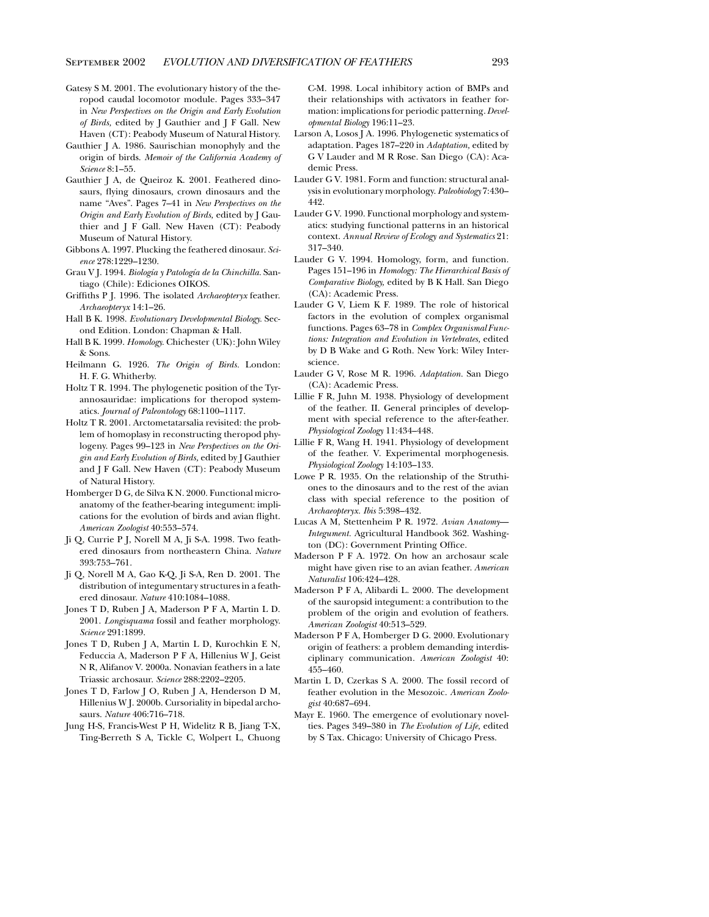Gatesy S M. 2001. The evolutionary history of the theropod caudal locomotor module. Pages 333–347 in *New Perspectives on the Origin and Early Evolution of Birds,* edited by J Gauthier and J F Gall. New Haven (CT): Peabody Museum of Natural History.

Gauthier J A. 1986. Saurischian monophyly and the origin of birds. *Memoir of the California Academy of Science* 8:1–55.

Gauthier J A, de Queiroz K. 2001. Feathered dinosaurs, flying dinosaurs, crown dinosaurs and the name "Aves". Pages 7–41 in *New Perspectives on the Origin and Early Evolution of Birds,* edited by J Gauthier and J F Gall. New Haven (CT): Peabody Museum of Natural History.

Gibbons A. 1997. Plucking the feathered dinosaur. *Science* 278:1229–1230.

Grau V J. 1994. *Biología y Patología de la Chinchilla.* Santiago (Chile): Ediciones OIKOS.

Griffiths P J. 1996. The isolated *Archaeopteryx* feather. *Archaeopteryx* 14:1–26.

Hall B K. 1998. *Evolutionary Developmental Biology.* Second Edition. London: Chapman & Hall.

Hall B K. 1999. *Homology.* Chichester (UK): John Wiley & Sons.

Heilmann G. 1926. *The Origin of Birds.* London: H. F. G. Whitherby.

Holtz T R. 1994. The phylogenetic position of the Tyrannosauridae: implications for theropod systematics. *Journal of Paleontology* 68:1100–1117.

Holtz T R. 2001. Arctometatarsalia revisited: the problem of homoplasy in reconstructing theropod phylogeny. Pages 99–123 in *New Perspectives on the Origin and Early Evolution of Birds,* edited by J Gauthier and J F Gall. New Haven (CT): Peabody Museum of Natural History.

Homberger D G, de Silva K N. 2000. Functional microanatomy of the feather-bearing integument: implications for the evolution of birds and avian flight. *American Zoologist* 40:553–574.

Ji Q, Currie P J, Norell M A, Ji S-A. 1998. Two feathered dinosaurs from northeastern China. *Nature* 393:753–761.

Ji Q, Norell M A, Gao K-Q, Ji S-A, Ren D. 2001. The distribution of integumentary structures in a feathered dinosaur. *Nature* 410:1084–1088.

Jones T D, Ruben J A, Maderson P F A, Martin L D. 2001. *Longisquama* fossil and feather morphology. *Science* 291:1899.

Jones T D, Ruben J A, Martin L D, Kurochkin E N, Feduccia A, Maderson P F A, Hillenius W J, Geist N R, Alifanov V. 2000a. Nonavian feathers in a late Triassic archosaur. *Science* 288:2202–2205.

Jones T D, Farlow J O, Ruben J A, Henderson D M, Hillenius W J. 2000b. Cursoriality in bipedal archosaurs. *Nature* 406:716–718.

Jung H-S, Francis-West P H, Widelitz R B, Jiang T-X, Ting-Berreth S A, Tickle C, Wolpert L, Chuong C-M. 1998. Local inhibitory action of BMPs and their relationships with activators in feather formation: implications for periodic patterning. *Developmental Biology* 196:11–23.

Larson A, Losos J A. 1996. Phylogenetic systematics of adaptation. Pages 187–220 in *Adaptation,* edited by G V Lauder and M R Rose. San Diego (CA): Academic Press.

Lauder G V. 1981. Form and function: structural analysis in evolutionary morphology. *Paleobiology* 7:430–442.

Lauder G V. 1990. Functional morphology and systematics: studying functional patterns in an historical context. *Annual Review of Ecology and Systematics* 21: 317–340.

Lauder G V. 1994. Homology, form, and function. Pages 151–196 in *Homology: The Hierarchical Basis of Comparative Biology,* edited by B K Hall. San Diego (CA): Academic Press.

Lauder G V, Liem K F. 1989. The role of historical factors in the evolution of complex organismal functions. Pages 63–78 in *Complex Organismal Functions: Integration and Evolution in Vertebrates,* edited by D B Wake and G Roth. New York: Wiley Interscience.

Lauder G V, Rose M R. 1996. *Adaptation.* San Diego (CA): Academic Press.

Lillie F R, Juhn M. 1938. Physiology of development of the feather. II. General principles of development with special reference to the after-feather. *Physiological Zoology* 11:434–448.

Lillie F R, Wang H. 1941. Physiology of development of the feather. V. Experimental morphogenesis. *Physiological Zoology* 14:103–133.

Lowe P R. 1935. On the relationship of the Struthiones to the dinosaurs and to the rest of the avian class with special reference to the position of *Archaeopteryx*. *Ibis* 5:398–432.

Lucas A M, Stettenheim P R. 1972. *Avian Anatomy—Integument.* Agricultural Handbook 362. Washington (DC): Government Printing Office.

Maderson P F A. 1972. On how an archosaur scale might have given rise to an avian feather. *American Naturalist* 106:424–428.

Maderson P F A, Alibardi L. 2000. The development of the sauropsid integument: a contribution to the problem of the origin and evolution of feathers. *American Zoologist* 40:513–529.

Maderson P F A, Homberger D G. 2000. Evolutionary origin of feathers: a problem demanding interdisciplinary communication. *American Zoologist* 40: 455–460.

Martin L D, Czerkas S A. 2000. The fossil record of feather evolution in the Mesozoic. *American Zoologist* 40:687–694.

Mayr E. 1960. The emergence of evolutionary novelties. Pages 349–380 in *The Evolution of Life,* edited by S Tax. Chicago: University of Chicago Press.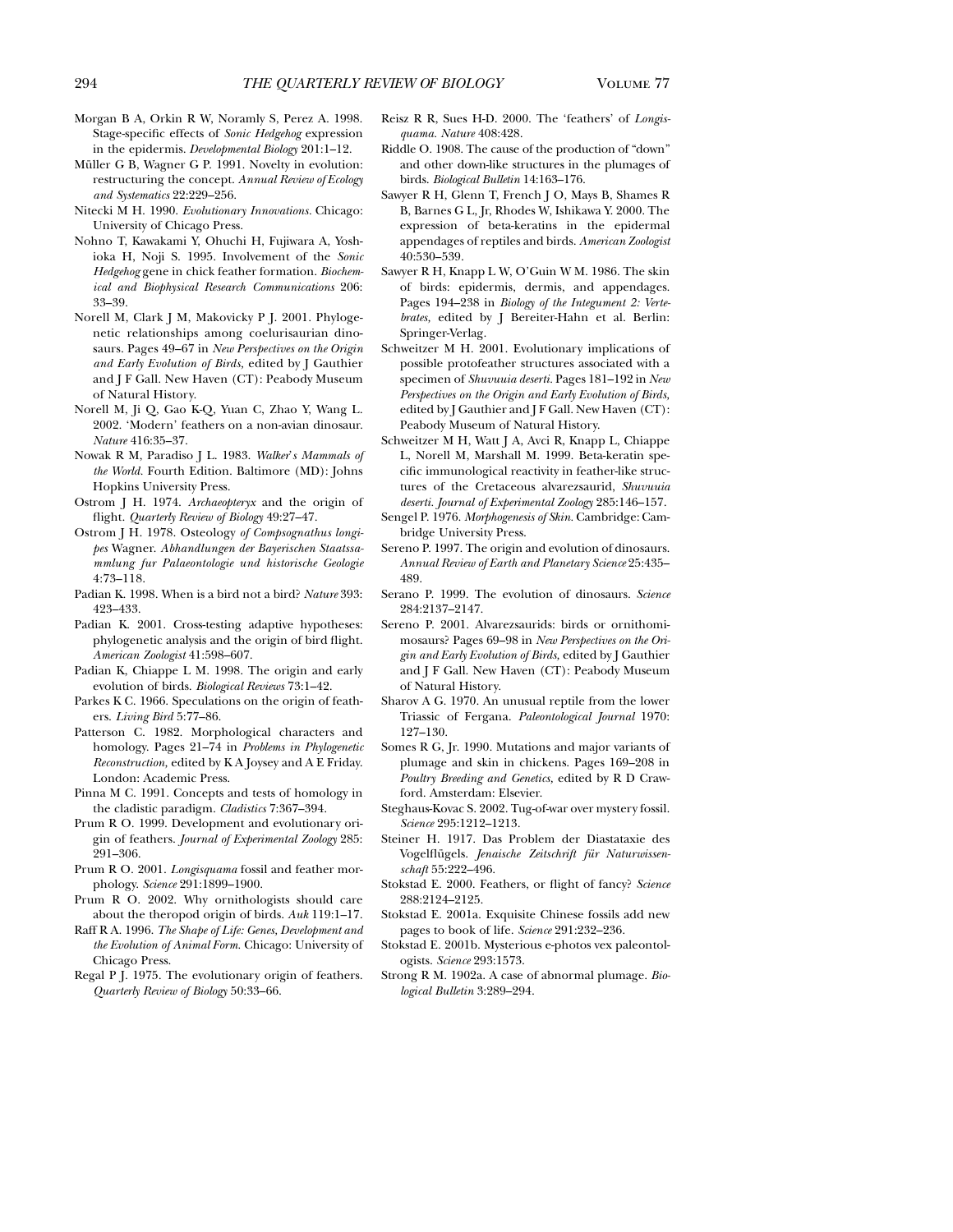Morgan B A, Orkin R W, Noramly S, Perez A. 1998. Stage-specific effects of *Sonic Hedgehog* expression in the epidermis. *Developmental Biology* 201:1–12.

Müller G B, Wagner G P. 1991. Novelty in evolution: restructuring the concept. *Annual Review of Ecology and Systematics* 22:229–256.

Nitecki M H. 1990. *Evolutionary Innovations.* Chicago: University of Chicago Press.

Nohno T, Kawakami Y, Ohuchi H, Fujiwara A, Yoshioka H, Noji S. 1995. Involvement of the *Sonic Hedgehog* gene in chick feather formation. *Biochemical and Biophysical Research Communications* 206: 33–39.

Norell M, Clark J M, Makovicky P J. 2001. Phylogenetic relationships among coelurisaurian dinosaurs. Pages 49–67 in *New Perspectives on the Origin and Early Evolution of Birds,* edited by J Gauthier and J F Gall. New Haven (CT): Peabody Museum of Natural History.

Norell M, Ji Q, Gao K-Q, Yuan C, Zhao Y, Wang L. 2002. 'Modern' feathers on a non-avian dinosaur. *Nature* 416:35–37.

Nowak R M, Paradiso J L. 1983. *Walker's Mammals of the World.* Fourth Edition. Baltimore (MD): Johns Hopkins University Press.

Ostrom J H. 1974. *Archaeopteryx* and the origin of flight. *Quarterly Review of Biology* 49:27–47.

Ostrom J H. 1978. Osteology of *Compsognathus longipes* Wagner. *Abhandlungen der Bayerischen Staatssammlung fur Palaeontologie und historische Geologie* 4:73–118.

Padian K. 1998. When is a bird not a bird? *Nature* 393: 423–433.

Padian K. 2001. Cross-testing adaptive hypotheses: phylogenetic analysis and the origin of bird flight. *American Zoologist* 41:598–607.

Padian K, Chiappe L M. 1998. The origin and early evolution of birds. *Biological Reviews* 73:1–42.

Parkes K C. 1966. Speculations on the origin of feathers. *Living Bird* 5:77–86.

Patterson C. 1982. Morphological characters and homology. Pages 21–74 in *Problems in Phylogenetic Reconstruction,* edited by K A Joysey and A E Friday. London: Academic Press.

Pinna M C. 1991. Concepts and tests of homology in the cladistic paradigm. *Cladistics* 7:367–394.

Prum R O. 1999. Development and evolutionary origin of feathers. *Journal of Experimental Zoology* 285: 291–306.

Prum R O. 2001. *Longisquama* fossil and feather morphology. *Science* 291:1899–1900.

Prum R O. 2002. Why ornithologists should care about the theropod origin of birds. *Auk* 119:1–17.

Raff R A. 1996. *The Shape of Life: Genes, Development and the Evolution of Animal Form.* Chicago: University of Chicago Press.

Regal P J. 1975. The evolutionary origin of feathers. *Quarterly Review of Biology* 50:33–66.

Reisz R R, Sues H-D. 2000. The 'feathers' of *Longisquama. Nature* 408:428.

Riddle O. 1908. The cause of the production of "down" and other down-like structures in the plumages of birds. *Biological Bulletin* 14:163–176.

Sawyer R H, Glenn T, French J O, Mays B, Shames R B, Barnes G L, Jr, Rhodes W, Ishikawa Y. 2000. The expression of beta-keratins in the epidermal appendages of reptiles and birds. *American Zoologist* 40:530–539.

Sawyer R H, Knapp L W, O'Guin W M. 1986. The skin of birds: epidermis, dermis, and appendages. Pages 194–238 in *Biology of the Integument 2: Vertebrates,* edited by J Bereiter-Hahn et al. Berlin: Springer-Verlag.

Schweitzer M H. 2001. Evolutionary implications of possible protofeather structures associated with a specimen of *Shuvuuia deserti.* Pages 181–192 in *New Perspectives on the Origin and Early Evolution of Birds,* edited by J Gauthier and J F Gall. New Haven (CT): Peabody Museum of Natural History.

Schweitzer M H, Watt J A, Avci R, Knapp L, Chiappe L, Norell M, Marshall M. 1999. Beta-keratin specific immunological reactivity in feather-like structures of the Cretaceous alvarezsaurid, *Shuvuuia deserti. Journal of Experimental Zoology* 285:146–157.

Sengel P. 1976. *Morphogenesis of Skin.* Cambridge: Cambridge University Press.

Sereno P. 1997. The origin and evolution of dinosaurs. *Annual Review of Earth and Planetary Science* 25:435–489.

Serano P. 1999. The evolution of dinosaurs. *Science* 284:2137–2147.

Sereno P. 2001. Alvarezsaurids: birds or ornithomimosaurs? Pages 69–98 in *New Perspectives on the Origin and Early Evolution of Birds,* edited by J Gauthier and J F Gall. New Haven (CT): Peabody Museum of Natural History.

Sharov A G. 1970. An unusual reptile from the lower Triassic of Fergana. *Paleontological Journal* 1970: 127–130.

Somes R G, Jr. 1990. Mutations and major variants of plumage and skin in chickens. Pages 169–208 in *Poultry Breeding and Genetics,* edited by R D Crawford. Amsterdam: Elsevier.

Steghaus-Kovac S. 2002. Tug-of-war over mystery fossil. *Science* 295:1212–1213.

Steiner H. 1917. Das Problem der Diastataxie des Vogelflügels. *Jenaische Zeitschrift für Naturwissenschaft* 55:222–496.

Stokstad E. 2000. Feathers, or flight of fancy? *Science* 288:2124–2125.

Stokstad E. 2001a. Exquisite Chinese fossils add new pages to book of life. *Science* 291:232–236.

Stokstad E. 2001b. Mysterious e-photos vex paleontologists. *Science* 293:1573.

Strong R M. 1902a. A case of abnormal plumage. *Biological Bulletin* 3:289–294.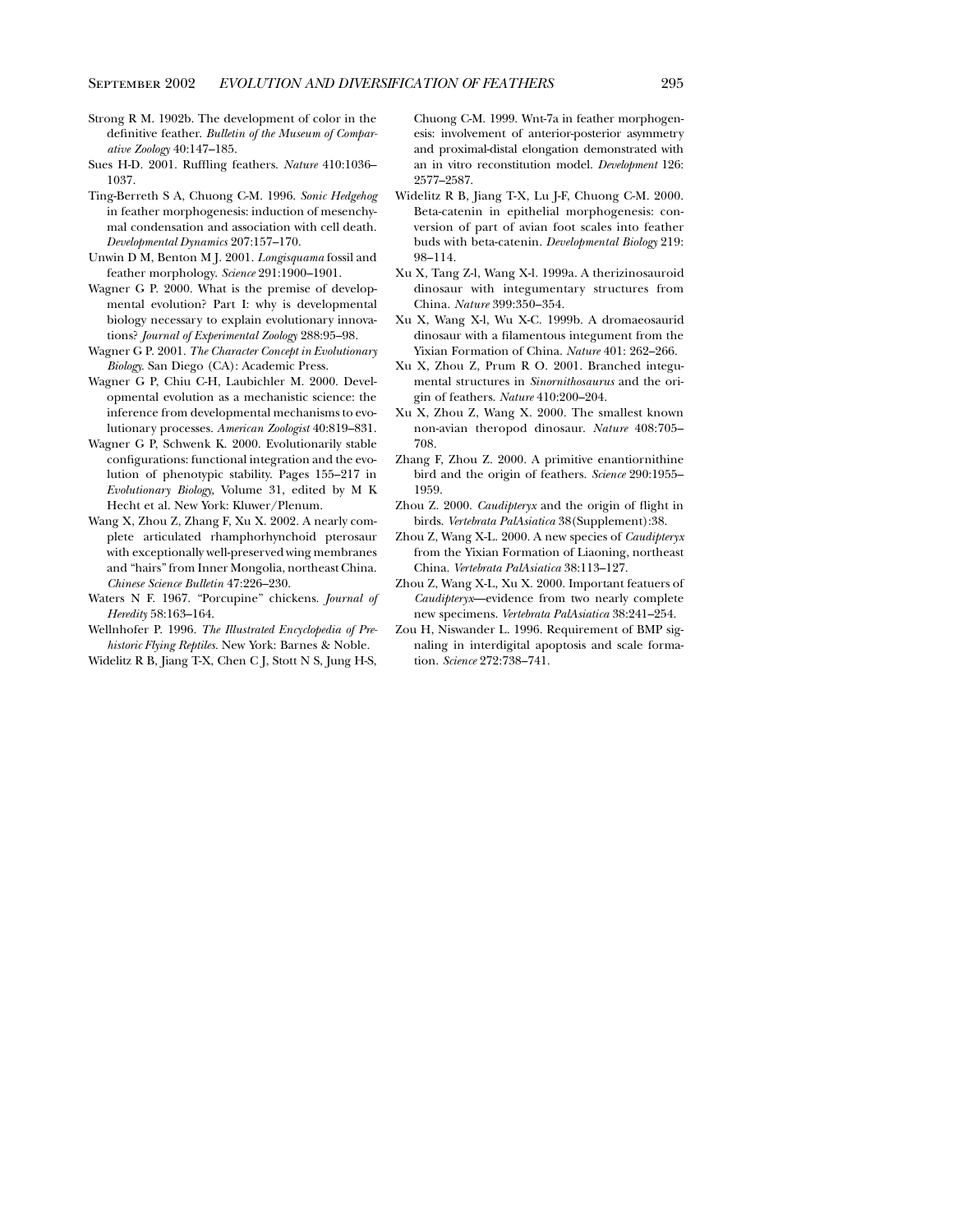Strong R M. 1902b. The development of color in the definitive feather. *Bulletin of the Museum of Comparative Zoology* 40:147–185.

Sues H-D. 2001. Ruffling feathers. *Nature* 410:1036–1037.

Ting-Berreth S A, Chuong C-M. 1996. *Sonic Hedgehog* in feather morphogenesis: induction of mesenchymal condensation and association with cell death. *Developmental Dynamics* 207:157–170.

Unwin D M, Benton M J. 2001. *Longisquama* fossil and feather morphology. *Science* 291:1900–1901.

Wagner G P. 2000. What is the premise of developmental evolution? Part I: why is developmental biology necessary to explain evolutionary innovations? *Journal of Experimental Zoology* 288:95–98.

Wagner G P. 2001. *The Character Concept in Evolutionary Biology.* San Diego (CA): Academic Press.

Wagner G P, Chiu C-H, Laubichler M. 2000. Developmental evolution as a mechanistic science: the inference from developmental mechanisms to evolutionary processes. *American Zoologist* 40:819–831.

Wagner G P, Schwenk K. 2000. Evolutionarily stable configurations: functional integration and the evolution of phenotypic stability. Pages 155–217 in *Evolutionary Biology,* Volume 31, edited by M K Hecht et al. New York: Kluwer/Plenum.

Wang X, Zhou Z, Zhang F, Xu X. 2002. A nearly complete articulated rhamphorhynchoid pterosaur with exceptionally well-preserved wing membranes and "hairs" from Inner Mongolia, northeast China. *Chinese Science Bulletin* 47:226–230.

Waters N F. 1967. "Porcupine" chickens. *Journal of Heredity* 58:163–164.

Wellnhofer P. 1996. *The Illustrated Encyclopedia of Prehistoric Flying Reptiles.* New York: Barnes & Noble.

Widelitz R B, Jiang T-X, Chen C J, Stott N S, Jung H-S, Chuong C-M. 1999. Wnt-7a in feather morphogenesis: involvement of anterior-posterior asymmetry and proximal-distal elongation demonstrated with an in vitro reconstitution model. *Development* 126: 2577–2587.

Widelitz R B, Jiang T-X, Lu J-F, Chuong C-M. 2000. Beta-catenin in epithelial morphogenesis: conversion of part of avian foot scales into feather buds with beta-catenin. *Developmental Biology* 219: 98–114.

Xu X, Tang Z-l, Wang X-l. 1999a. A therizinosauroid dinosaur with integumentary structures from China. *Nature* 399:350–354.

Xu X, Wang X-l, Wu X-C. 1999b. A dromaeosaurid dinosaur with a filamentous integument from the Yixian Formation of China. *Nature* 401: 262–266.

Xu X, Zhou Z, Prum R O. 2001. Branched integumental structures in *Sinornithosaurus* and the origin of feathers. *Nature* 410:200–204.

Xu X, Zhou Z, Wang X. 2000. The smallest known non-avian theropod dinosaur. *Nature* 408:705–708.

Zhang F, Zhou Z. 2000. A primitive enantiornithine bird and the origin of feathers. *Science* 290:1955–1959.

Zhou Z. 2000. *Caudipteryx* and the origin of flight in birds. *Vertebrata PalAsiatica* 38(Supplement):38.

Zhou Z, Wang X-L. 2000. A new species of *Caudipteryx* from the Yixian Formation of Liaoning, northeast China. *Vertebrata PalAsiatica* 38:113–127.

Zhou Z, Wang X-L, Xu X. 2000. Important featuers of *Caudipteryx*—evidence from two nearly complete new specimens. *Vertebrata PalAsiatica* 38:241–254.

Zou H, Niswander L. 1996. Requirement of BMP signaling in interdigital apoptosis and scale formation. *Science* 272:738–741.